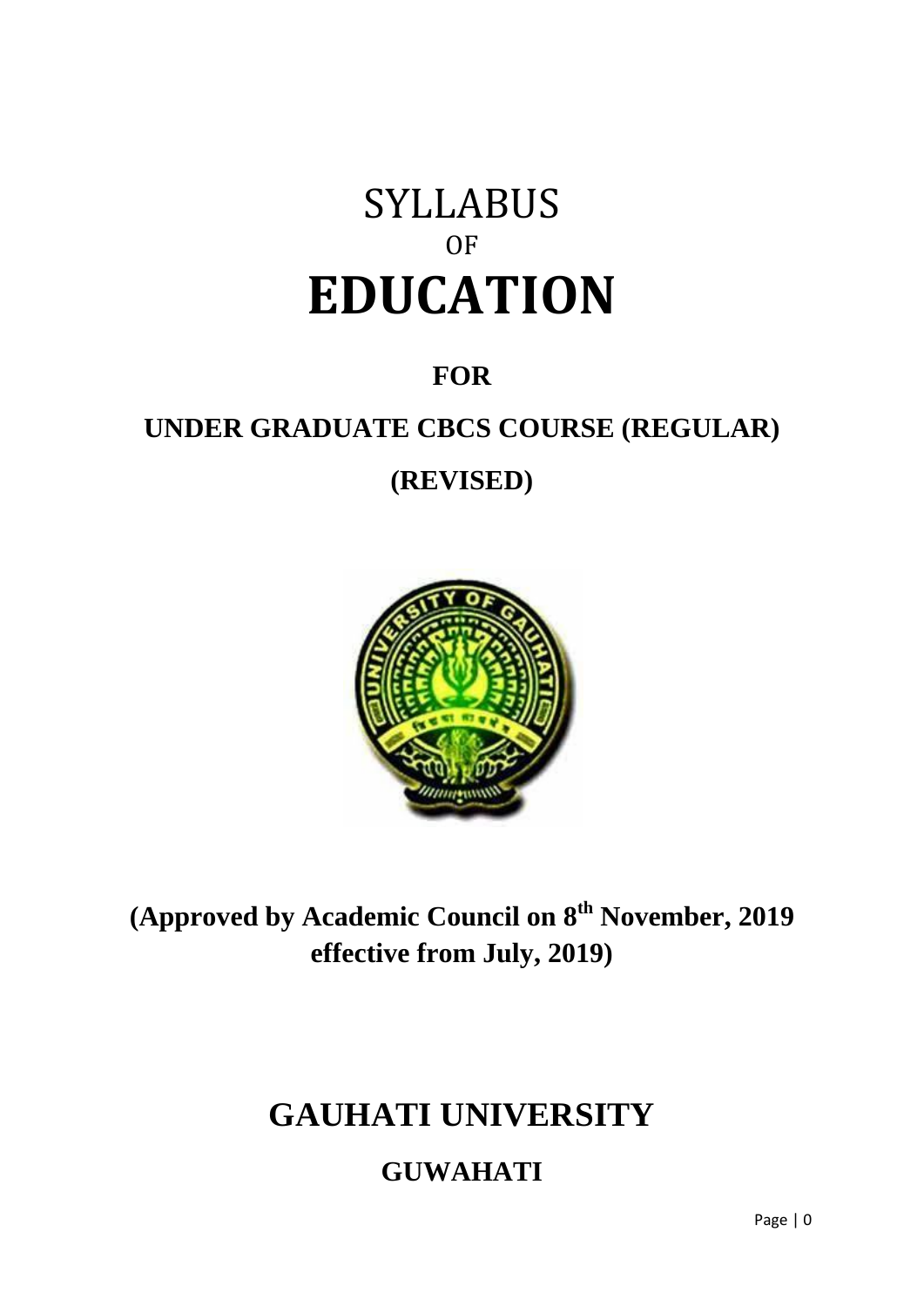# SYLLABUS

OF

# EDUCATION

**FOR**

**UNDER GRADUATE CBCS COURSE (REGULAR)**

**(REVISED)**

**(Approved by Academic Council on 8th November, 2019 effective from July, 2019)**

## GAUHATI UNIVERSITY

**GUWAHATI**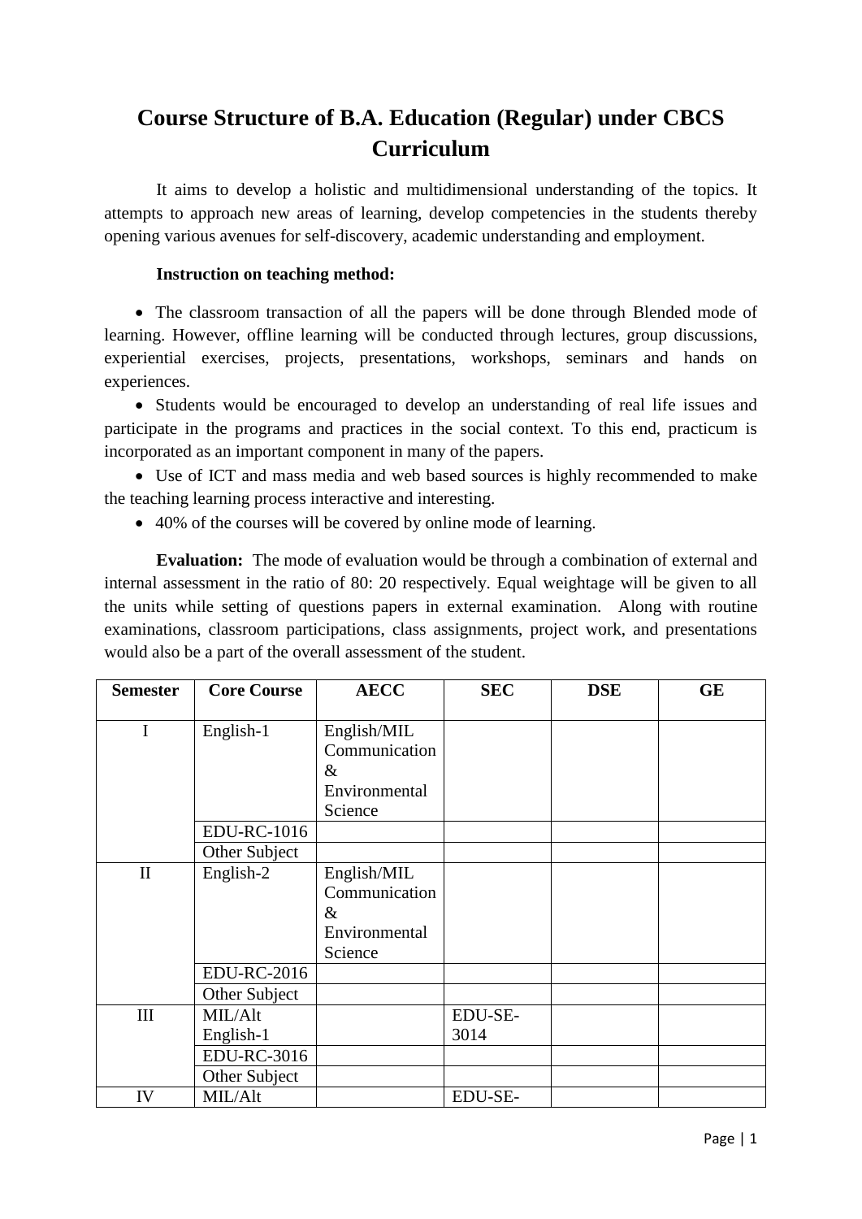# Course Structure of B.A. Education (Regular) under CBCS Curriculum

It aims to develop a holistic and multidimensional understanding of the topics. It attempts to approach new areas of learning, develop competencies in the students thereby opening various avenues for self-discovery, academic understanding and employment.

**Instruction on teaching method:**

- The classroom transaction of all the papers will be done through Blended mode of learning. However, offline learning will be conducted through lectures, group discussions, experiential exercises, projects, presentations, workshops, seminars and hands on experiences.
- Students would be encouraged to develop an understanding of real life issues and participate in the programs and practices in the social context. To this end, practicum is incorporated as an important component in many of the papers.
- Use of ICT and mass media and web based sources is highly recommended to make the teaching learning process interactive and interesting.
- 40% of the courses will be covered by online mode of learning.

**Evaluation:** The mode of evaluation would be through a combination of external and internal assessment in the ratio of 80: 20 respectively. Equal weightage will be given to all the units while setting of questions papers in external examination. Along with routine examinations, classroom participations, class assignments, project work, and presentations would also be a part of the overall assessment of the student.

| Semester | Core Course | AECC | SEC | DSE | GE |
|---|---|---|---|---|---|
| I | English-1 | English/MIL Communication & Environmental Science | | | |
| | EDU-RC-1016 | | | | |
| | Other Subject | | | | |
| II | English-2 | English/MIL Communication & Environmental Science | | | |
| | EDU-RC-2016 | | | | |
| | Other Subject | | | | |
| III | MIL/Alt English-1 | | EDU-SE-3014 | | |
| | EDU-RC-3016 | | | | |
| | Other Subject | | | | |
| IV | MIL/Alt | | EDU-SE- | | |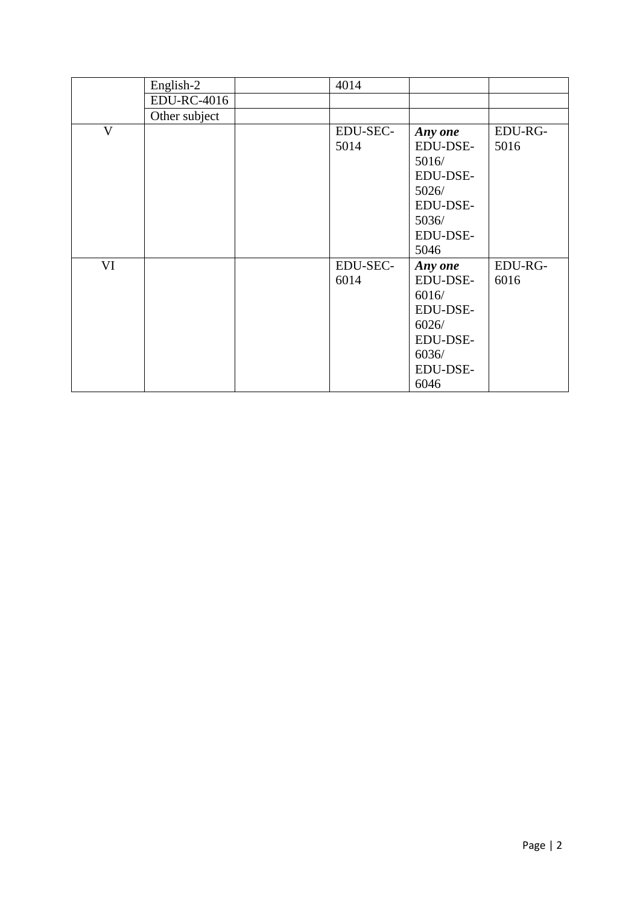|  |  |  |  |  |  |
|---|---|---|---|---|---|
|  | English-2 |  | 4014 |  |  |
|  | EDU-RC-4016 |  |  |  |  |
|  | Other subject |  |  |  |  |
| V |  |  | EDU-SEC-5014 | ***Any one*** EDU-DSE-5016/ EDU-DSE-5026/ EDU-DSE-5036/ EDU-DSE-5046 | EDU-RG-5016 |
| VI |  |  | EDU-SEC-6014 | ***Any one*** EDU-DSE-6016/ EDU-DSE-6026/ EDU-DSE-6036/ EDU-DSE-6046 | EDU-RG-6016 |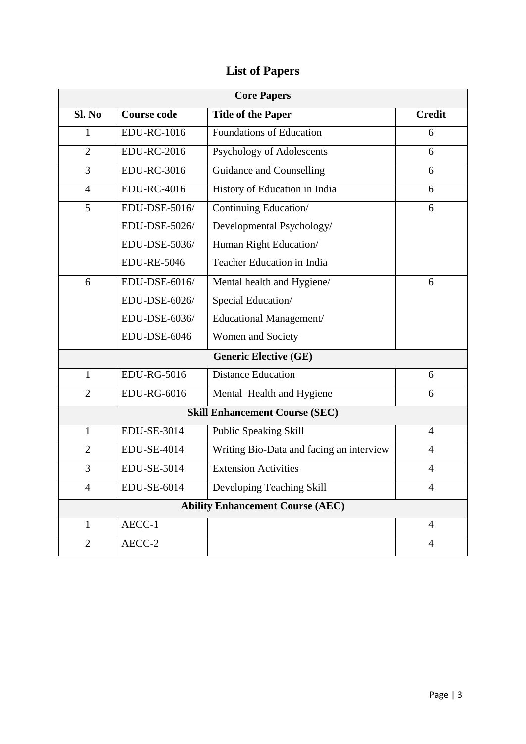# List of Papers

| Sl. No | Course code | Title of the Paper | Credit |
|---|---|---|---|
| **Core Papers** | | | |
| 1 | EDU-RC-1016 | Foundations of Education | 6 |
| 2 | EDU-RC-2016 | Psychology of Adolescents | 6 |
| 3 | EDU-RC-3016 | Guidance and Counselling | 6 |
| 4 | EDU-RC-4016 | History of Education in India | 6 |
| 5 | EDU-DSE-5016/<br>EDU-DSE-5026/<br>EDU-DSE-5036/<br>EDU-RE-5046 | Continuing Education/<br>Developmental Psychology/<br>Human Right Education/<br>Teacher Education in India | 6 |
| 6 | EDU-DSE-6016/<br>EDU-DSE-6026/<br>EDU-DSE-6036/<br>EDU-DSE-6046 | Mental health and Hygiene/<br>Special Education/<br>Educational Management/<br>Women and Society | 6 |
| **Generic Elective (GE)** | | | |
| 1 | EDU-RG-5016 | Distance Education | 6 |
| 2 | EDU-RG-6016 | Mental Health and Hygiene | 6 |
| **Skill Enhancement Course (SEC)** | | | |
| 1 | EDU-SE-3014 | Public Speaking Skill | 4 |
| 2 | EDU-SE-4014 | Writing Bio-Data and facing an interview | 4 |
| 3 | EDU-SE-5014 | Extension Activities | 4 |
| 4 | EDU-SE-6014 | Developing Teaching Skill | 4 |
| **Ability Enhancement Course (AEC)** | | | |
| 1 | AECC-1 | | 4 |
| 2 | AECC-2 | | 4 |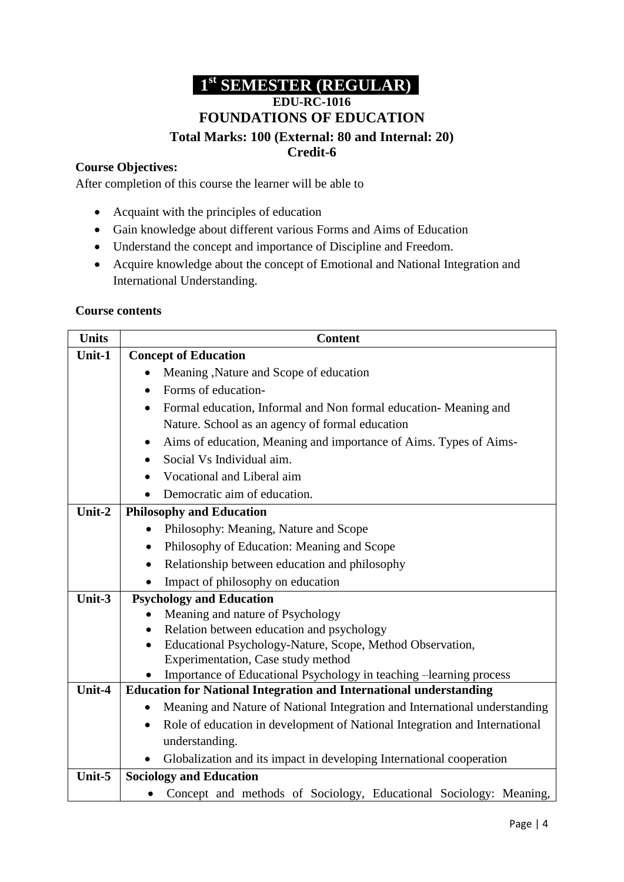# 1st SEMESTER (REGULAR)

## EDU-RC-1016

## FOUNDATIONS OF EDUCATION

### Total Marks: 100 (External: 80 and Internal: 20)

### Credit-6

**Course Objectives:**

After completion of this course the learner will be able to

- Acquaint with the principles of education
- Gain knowledge about different various Forms and Aims of Education
- Understand the concept and importance of Discipline and Freedom.
- Acquire knowledge about the concept of Emotional and National Integration and International Understanding.

**Course contents**

| Units | Content |
|---|---|
| **Unit-1** | **Concept of Education**<br>• Meaning ,Nature and Scope of education<br>• Forms of education-<br>• Formal education, Informal and Non formal education- Meaning and Nature. School as an agency of formal education<br>• Aims of education, Meaning and importance of Aims. Types of Aims-<br>• Social Vs Individual aim.<br>• Vocational and Liberal aim<br>• Democratic aim of education. |
| **Unit-2** | **Philosophy and Education**<br>• Philosophy: Meaning, Nature and Scope<br>• Philosophy of Education: Meaning and Scope<br>• Relationship between education and philosophy<br>• Impact of philosophy on education |
| **Unit-3** | **Psychology and Education**<br>• Meaning and nature of Psychology<br>• Relation between education and psychology<br>• Educational Psychology-Nature, Scope, Method Observation, Experimentation, Case study method<br>• Importance of Educational Psychology in teaching –learning process |
| **Unit-4** | **Education for National Integration and International understanding**<br>• Meaning and Nature of National Integration and International understanding<br>• Role of education in development of National Integration and International understanding.<br>• Globalization and its impact in developing International cooperation |
| **Unit-5** | **Sociology and Education**<br>• Concept and methods of Sociology, Educational Sociology: Meaning, |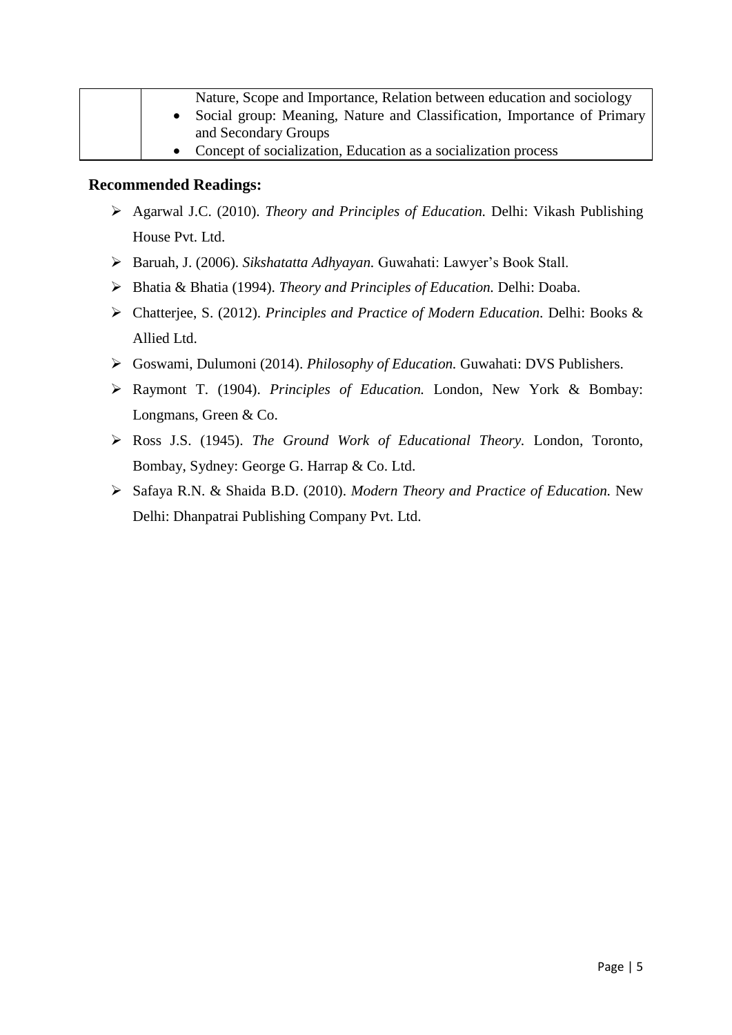| | Nature, Scope and Importance, Relation between education and sociology<br>• Social group: Meaning, Nature and Classification, Importance of Primary and Secondary Groups<br>• Concept of socialization, Education as a socialization process |
|---|---|

**Recommended Readings:**

- Agarwal J.C. (2010). *Theory and Principles of Education.* Delhi: Vikash Publishing House Pvt. Ltd.
- Baruah, J. (2006). *Sikshatatta Adhyayan.* Guwahati: Lawyer's Book Stall.
- Bhatia & Bhatia (1994). *Theory and Principles of Education.* Delhi: Doaba.
- Chatterjee, S. (2012). *Principles and Practice of Modern Education.* Delhi: Books & Allied Ltd.
- Goswami, Dulumoni (2014). *Philosophy of Education.* Guwahati: DVS Publishers.
- Raymont T. (1904). *Principles of Education.* London, New York & Bombay: Longmans, Green & Co.
- Ross J.S. (1945). *The Ground Work of Educational Theory*. London, Toronto, Bombay, Sydney: George G. Harrap & Co. Ltd.
- Safaya R.N. & Shaida B.D. (2010). *Modern Theory and Practice of Education.* New Delhi: Dhanpatrai Publishing Company Pvt. Ltd.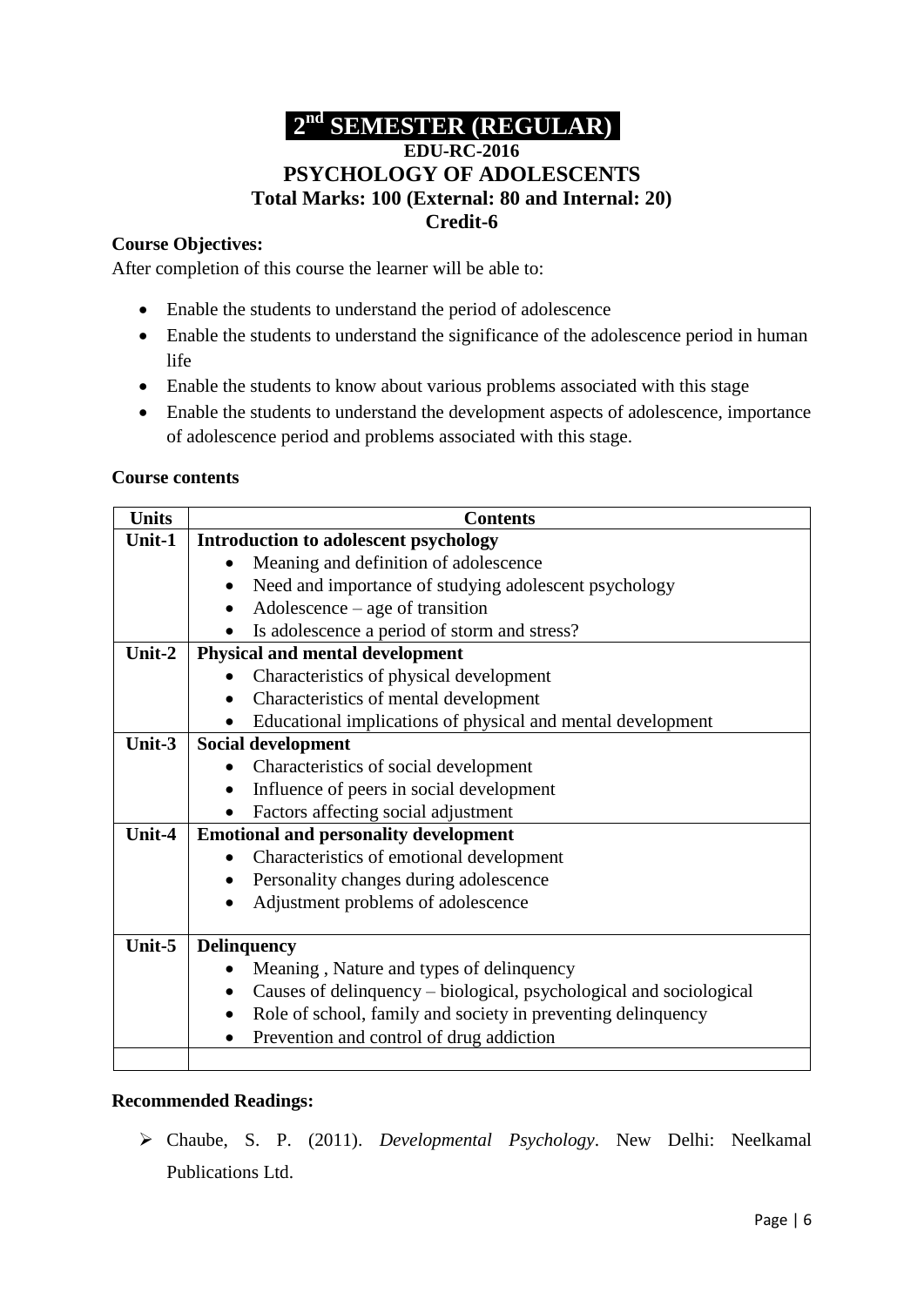# 2[nd] SEMESTER (REGULAR)

## EDU-RC-2016

## PSYCHOLOGY OF ADOLESCENTS

**Total Marks: 100 (External: 80 and Internal: 20)**

**Credit-6**

**Course Objectives:**

After completion of this course the learner will be able to:

- Enable the students to understand the period of adolescence
- Enable the students to understand the significance of the adolescence period in human life
- Enable the students to know about various problems associated with this stage
- Enable the students to understand the development aspects of adolescence, importance of adolescence period and problems associated with this stage.

**Course contents**

| Units | Contents |
|---|---|
| **Unit-1** | **Introduction to adolescent psychology**<br>• Meaning and definition of adolescence<br>• Need and importance of studying adolescent psychology<br>• Adolescence – age of transition<br>• Is adolescence a period of storm and stress? |
| **Unit-2** | **Physical and mental development**<br>• Characteristics of physical development<br>• Characteristics of mental development<br>• Educational implications of physical and mental development |
| **Unit-3** | **Social development**<br>• Characteristics of social development<br>• Influence of peers in social development<br>• Factors affecting social adjustment |
| **Unit-4** | **Emotional and personality development**<br>• Characteristics of emotional development<br>• Personality changes during adolescence<br>• Adjustment problems of adolescence |
| **Unit-5** | **Delinquency**<br>• Meaning , Nature and types of delinquency<br>• Causes of delinquency – biological, psychological and sociological<br>• Role of school, family and society in preventing delinquency<br>• Prevention and control of drug addiction |
| | |

**Recommended Readings:**

- Chaube, S. P. (2011). *Developmental Psychology*. New Delhi: Neelkamal Publications Ltd.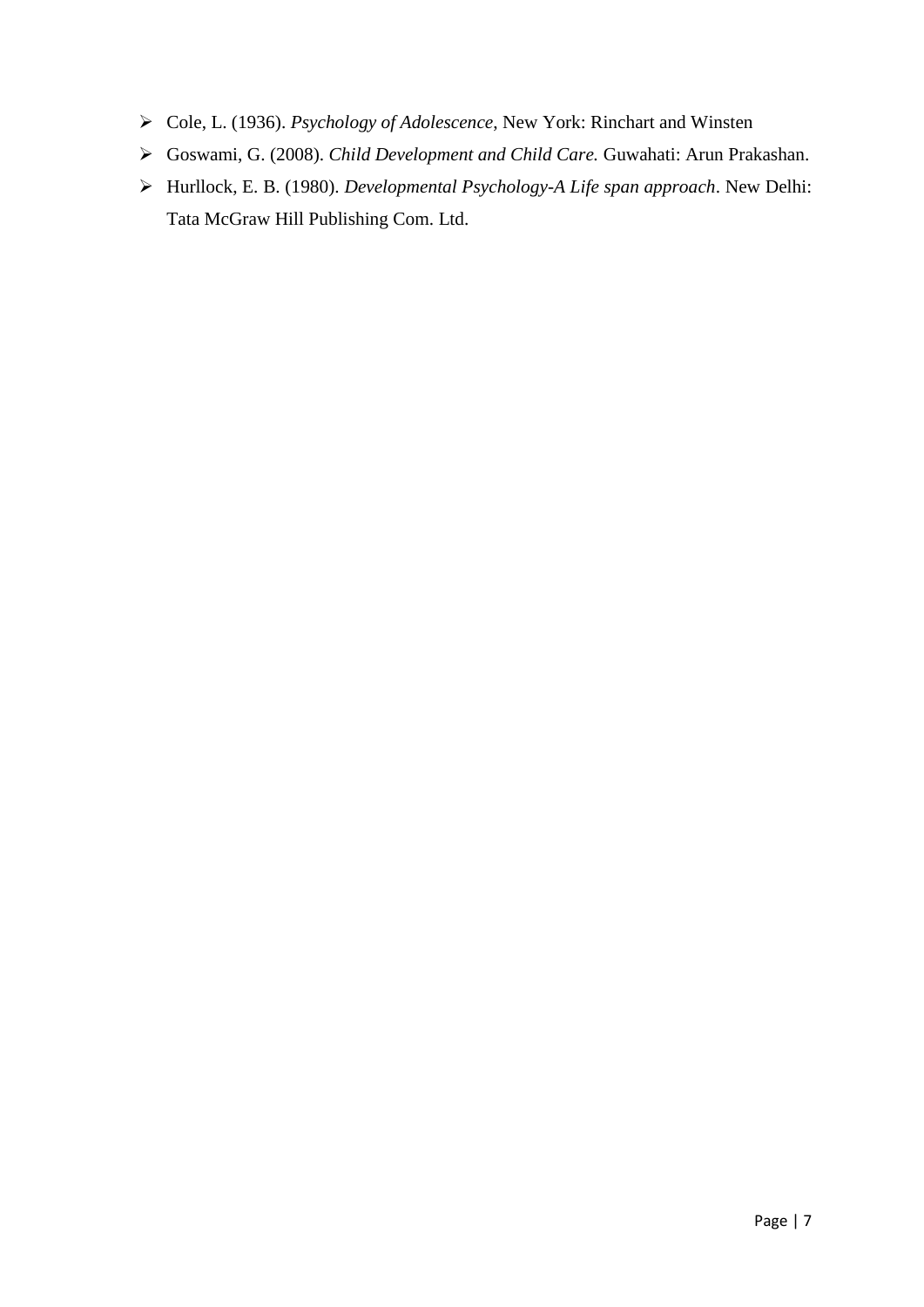- Cole, L. (1936). *Psychology of Adolescence*, New York: Rinchart and Winsten
- Goswami, G. (2008). *Child Development and Child Care.* Guwahati: Arun Prakashan.
- Hurllock, E. B. (1980). *Developmental Psychology-A Life span approach*. New Delhi: Tata McGraw Hill Publishing Com. Ltd.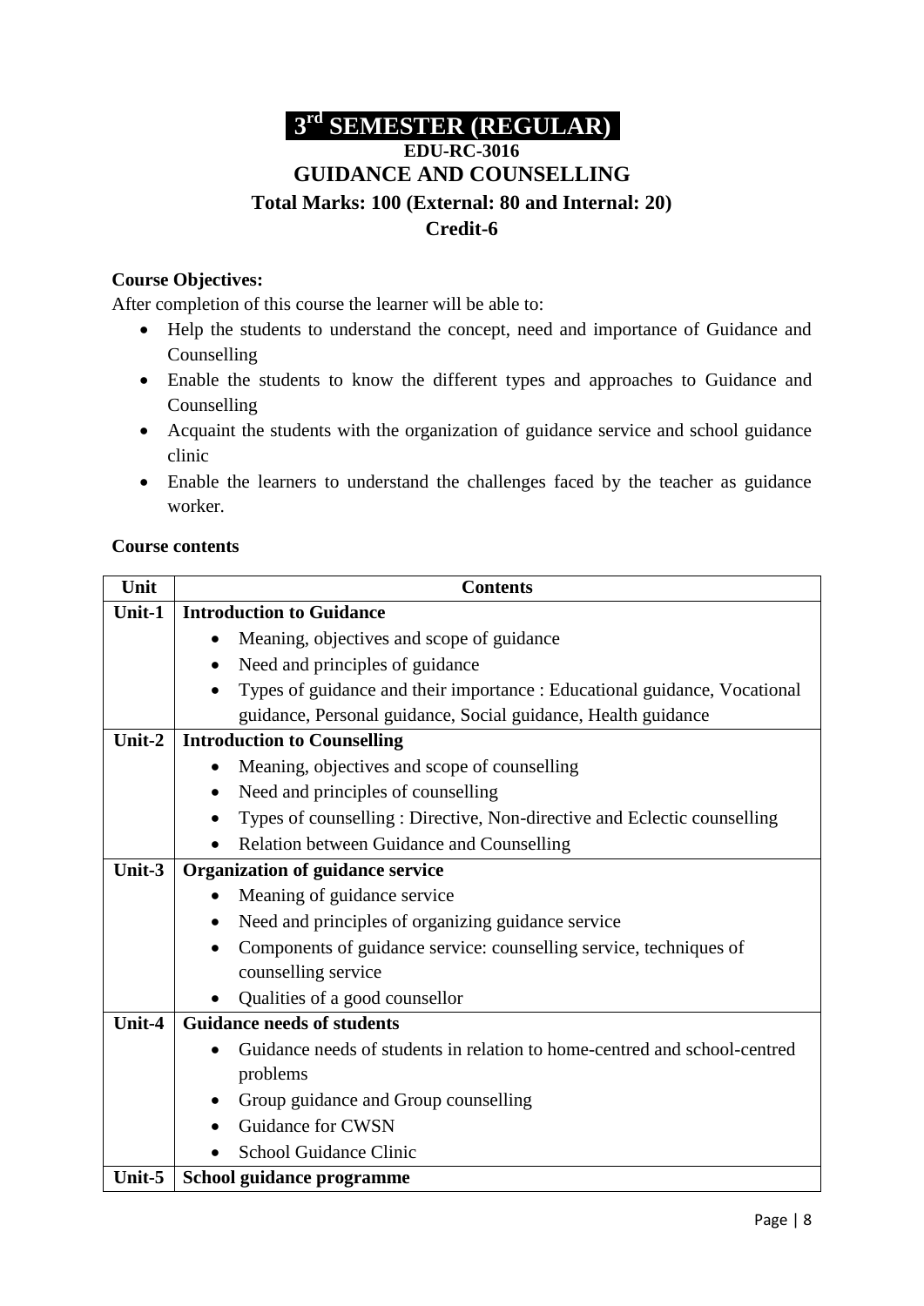# 3rd SEMESTER (REGULAR)

## EDU-RC-3016

## GUIDANCE AND COUNSELLING

### Total Marks: 100 (External: 80 and Internal: 20)

### Credit-6

**Course Objectives:**

After completion of this course the learner will be able to:

- Help the students to understand the concept, need and importance of Guidance and Counselling
- Enable the students to know the different types and approaches to Guidance and Counselling
- Acquaint the students with the organization of guidance service and school guidance clinic
- Enable the learners to understand the challenges faced by the teacher as guidance worker.

**Course contents**

| Unit | Contents |
|---|---|
| **Unit-1** | **Introduction to Guidance**<br>• Meaning, objectives and scope of guidance<br>• Need and principles of guidance<br>• Types of guidance and their importance : Educational guidance, Vocational guidance, Personal guidance, Social guidance, Health guidance |
| **Unit-2** | **Introduction to Counselling**<br>• Meaning, objectives and scope of counselling<br>• Need and principles of counselling<br>• Types of counselling : Directive, Non-directive and Eclectic counselling<br>• Relation between Guidance and Counselling |
| **Unit-3** | **Organization of guidance service**<br>• Meaning of guidance service<br>• Need and principles of organizing guidance service<br>• Components of guidance service: counselling service, techniques of counselling service<br>• Qualities of a good counsellor |
| **Unit-4** | **Guidance needs of students**<br>• Guidance needs of students in relation to home-centred and school-centred problems<br>• Group guidance and Group counselling<br>• Guidance for CWSN<br>• School Guidance Clinic |
| **Unit-5** | **School guidance programme** |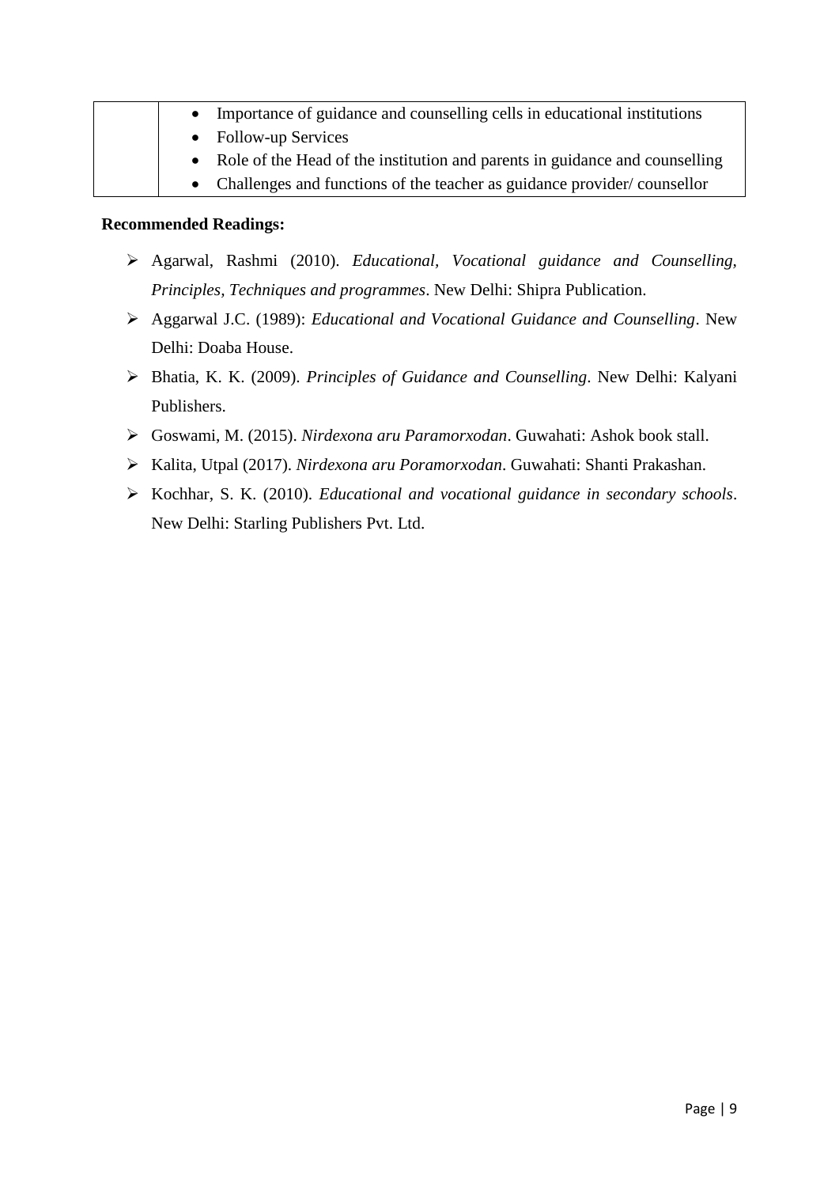| | |
|---|---|
| | • Importance of guidance and counselling cells in educational institutions<br>• Follow-up Services<br>• Role of the Head of the institution and parents in guidance and counselling<br>• Challenges and functions of the teacher as guidance provider/ counsellor |

**Recommended Readings:**

- Agarwal, Rashmi (2010). *Educational, Vocational guidance and Counselling, Principles, Techniques and programmes*. New Delhi: Shipra Publication.
- Aggarwal J.C. (1989): *Educational and Vocational Guidance and Counselling*. New Delhi: Doaba House.
- Bhatia, K. K. (2009). *Principles of Guidance and Counselling*. New Delhi: Kalyani Publishers.
- Goswami, M. (2015). *Nirdexona aru Paramorxodan*. Guwahati: Ashok book stall.
- Kalita, Utpal (2017). *Nirdexona aru Poramorxodan*. Guwahati: Shanti Prakashan.
- Kochhar, S. K. (2010). *Educational and vocational guidance in secondary schools*. New Delhi: Starling Publishers Pvt. Ltd.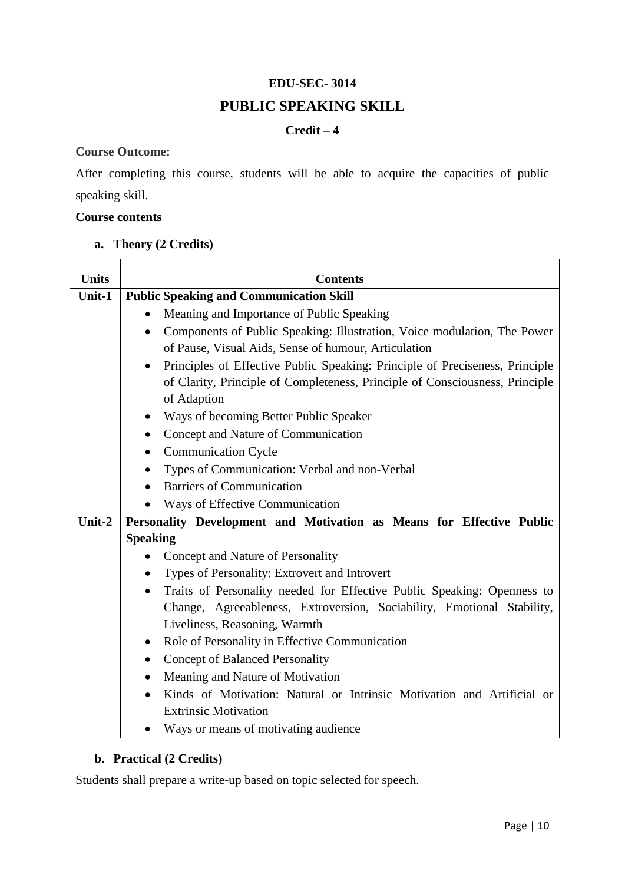**EDU-SEC- 3014**

# PUBLIC SPEAKING SKILL

**Credit – 4**

**Course Outcome:**

After completing this course, students will be able to acquire the capacities of public speaking skill.

**Course contents**

**a. Theory (2 Credits)**

| Units | Contents |
|---|---|
| **Unit-1** | **Public Speaking and Communication Skill**<br>• Meaning and Importance of Public Speaking<br>• Components of Public Speaking: Illustration, Voice modulation, The Power of Pause, Visual Aids, Sense of humour, Articulation<br>• Principles of Effective Public Speaking: Principle of Preciseness, Principle of Clarity, Principle of Completeness, Principle of Consciousness, Principle of Adaption<br>• Ways of becoming Better Public Speaker<br>• Concept and Nature of Communication<br>• Communication Cycle<br>• Types of Communication: Verbal and non-Verbal<br>• Barriers of Communication<br>• Ways of Effective Communication |
| **Unit-2** | **Personality Development and Motivation as Means for Effective Public Speaking**<br>• Concept and Nature of Personality<br>• Types of Personality: Extrovert and Introvert<br>• Traits of Personality needed for Effective Public Speaking: Openness to Change, Agreeableness, Extroversion, Sociability, Emotional Stability, Liveliness, Reasoning, Warmth<br>• Role of Personality in Effective Communication<br>• Concept of Balanced Personality<br>• Meaning and Nature of Motivation<br>• Kinds of Motivation: Natural or Intrinsic Motivation and Artificial or Extrinsic Motivation<br>• Ways or means of motivating audience |

**b. Practical (2 Credits)**

Students shall prepare a write-up based on topic selected for speech.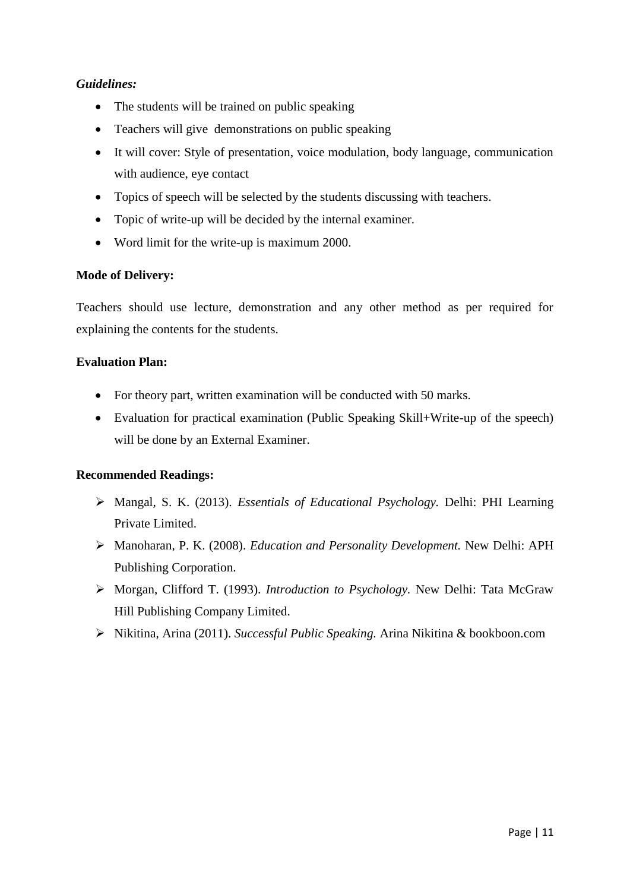***Guidelines:***

- The students will be trained on public speaking
- Teachers will give demonstrations on public speaking
- It will cover: Style of presentation, voice modulation, body language, communication with audience, eye contact
- Topics of speech will be selected by the students discussing with teachers.
- Topic of write-up will be decided by the internal examiner.
- Word limit for the write-up is maximum 2000.

**Mode of Delivery:**

Teachers should use lecture, demonstration and any other method as per required for explaining the contents for the students.

**Evaluation Plan:**

- For theory part, written examination will be conducted with 50 marks.
- Evaluation for practical examination (Public Speaking Skill+Write-up of the speech) will be done by an External Examiner.

**Recommended Readings:**

- Mangal, S. K. (2013). *Essentials of Educational Psychology.* Delhi: PHI Learning Private Limited.
- Manoharan, P. K. (2008). *Education and Personality Development.* New Delhi: APH Publishing Corporation.
- Morgan, Clifford T. (1993). *Introduction to Psychology.* New Delhi: Tata McGraw Hill Publishing Company Limited.
- Nikitina, Arina (2011). *Successful Public Speaking.* Arina Nikitina & bookboon.com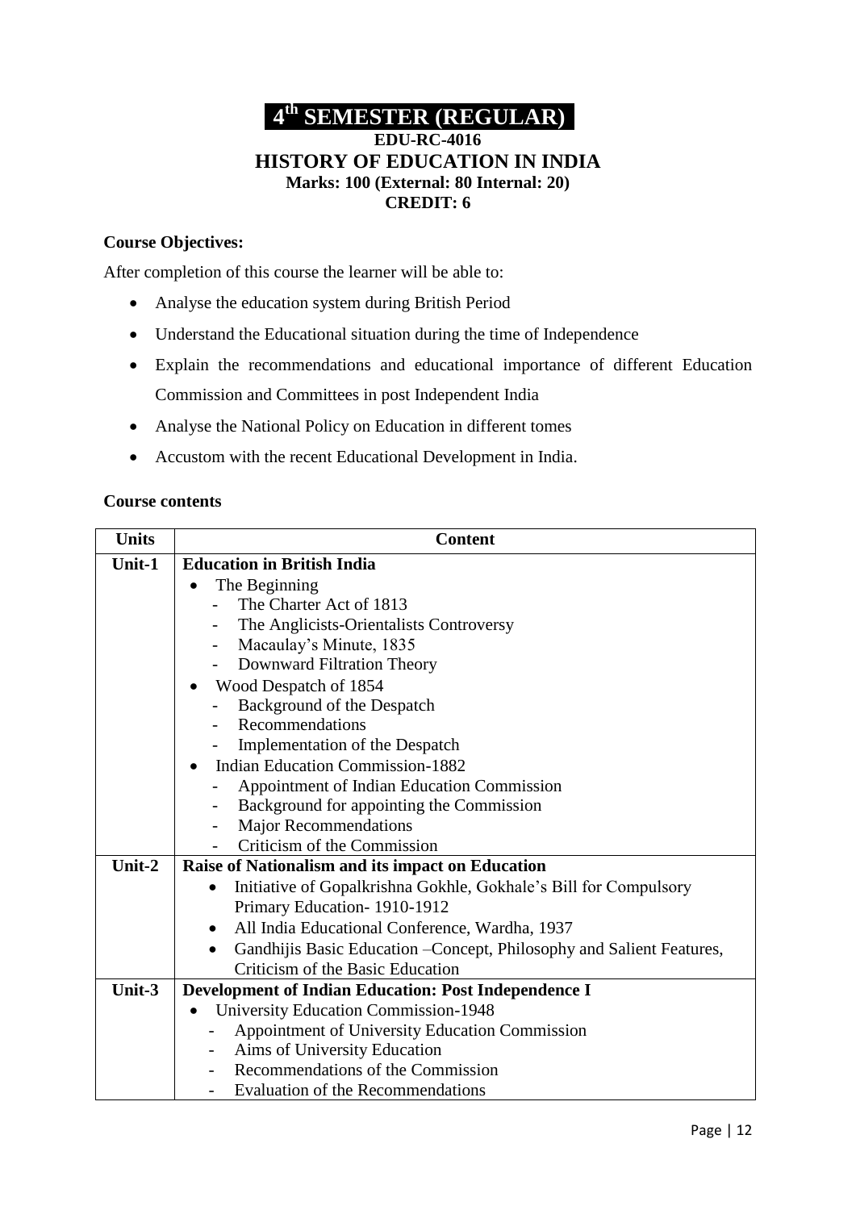# 4th SEMESTER (REGULAR)

## EDU-RC-4016

## HISTORY OF EDUCATION IN INDIA

**Marks: 100 (External: 80 Internal: 20)**

**CREDIT: 6**

**Course Objectives:**

After completion of this course the learner will be able to:

- Analyse the education system during British Period
- Understand the Educational situation during the time of Independence
- Explain the recommendations and educational importance of different Education Commission and Committees in post Independent India
- Analyse the National Policy on Education in different tomes
- Accustom with the recent Educational Development in India.

**Course contents**

| Units | Content |
|---|---|
| Unit-1 | **Education in British India**<br>• The Beginning<br>- The Charter Act of 1813<br>- The Anglicists-Orientalists Controversy<br>- Macaulay's Minute, 1835<br>- Downward Filtration Theory<br>• Wood Despatch of 1854<br>- Background of the Despatch<br>- Recommendations<br>- Implementation of the Despatch<br>• Indian Education Commission-1882<br>- Appointment of Indian Education Commission<br>- Background for appointing the Commission<br>- Major Recommendations<br>- Criticism of the Commission |
| Unit-2 | **Raise of Nationalism and its impact on Education**<br>• Initiative of Gopalkrishna Gokhle, Gokhale's Bill for Compulsory Primary Education- 1910-1912<br>• All India Educational Conference, Wardha, 1937<br>• Gandhijis Basic Education –Concept, Philosophy and Salient Features, Criticism of the Basic Education |
| Unit-3 | **Development of Indian Education: Post Independence I**<br>• University Education Commission-1948<br>- Appointment of University Education Commission<br>- Aims of University Education<br>- Recommendations of the Commission<br>- Evaluation of the Recommendations |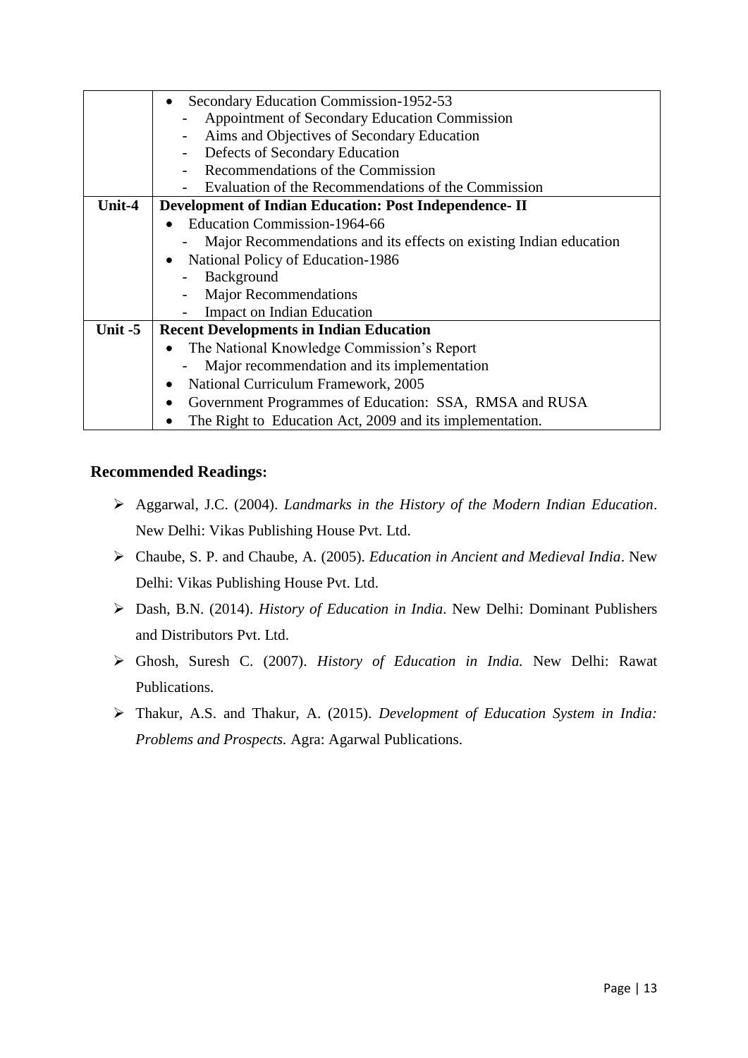| | |
|---|---|
| | • Secondary Education Commission-1952-53<br>- Appointment of Secondary Education Commission<br>- Aims and Objectives of Secondary Education<br>- Defects of Secondary Education<br>- Recommendations of the Commission<br>- Evaluation of the Recommendations of the Commission |
| **Unit-4** | **Development of Indian Education: Post Independence- II**<br>• Education Commission-1964-66<br>- Major Recommendations and its effects on existing Indian education<br>• National Policy of Education-1986<br>- Background<br>- Major Recommendations<br>- Impact on Indian Education |
| **Unit -5** | **Recent Developments in Indian Education**<br>• The National Knowledge Commission's Report<br>- Major recommendation and its implementation<br>• National Curriculum Framework, 2005<br>• Government Programmes of Education: SSA, RMSA and RUSA<br>• The Right to Education Act, 2009 and its implementation. |

## Recommended Readings:

- Aggarwal, J.C. (2004). *Landmarks in the History of the Modern Indian Education*. New Delhi: Vikas Publishing House Pvt. Ltd.
- Chaube, S. P. and Chaube, A. (2005). *Education in Ancient and Medieval India*. New Delhi: Vikas Publishing House Pvt. Ltd.
- Dash, B.N. (2014). *History of Education in India*. New Delhi: Dominant Publishers and Distributors Pvt. Ltd.
- Ghosh, Suresh C. (2007). *History of Education in India.* New Delhi: Rawat Publications.
- Thakur, A.S. and Thakur, A. (2015). *Development of Education System in India: Problems and Prospects.* Agra: Agarwal Publications.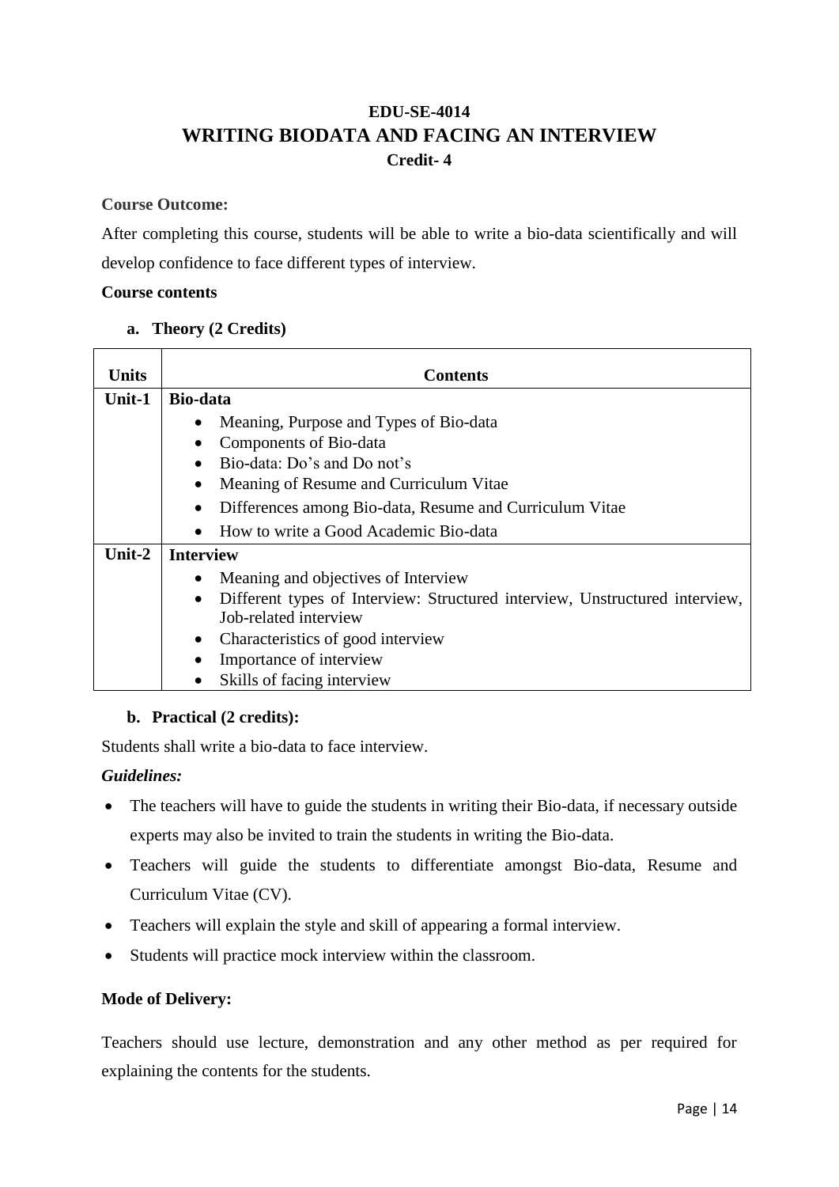# EDU-SE-4014
# WRITING BIODATA AND FACING AN INTERVIEW
**Credit- 4**

**Course Outcome:**

After completing this course, students will be able to write a bio-data scientifically and will develop confidence to face different types of interview.

**Course contents**

**a. Theory (2 Credits)**

| Units | Contents |
|---|---|
| **Unit-1** | **Bio-data**<br>• Meaning, Purpose and Types of Bio-data<br>• Components of Bio-data<br>• Bio-data: Do's and Do not's<br>• Meaning of Resume and Curriculum Vitae<br>• Differences among Bio-data, Resume and Curriculum Vitae<br>• How to write a Good Academic Bio-data |
| **Unit-2** | **Interview**<br>• Meaning and objectives of Interview<br>• Different types of Interview: Structured interview, Unstructured interview, Job-related interview<br>• Characteristics of good interview<br>• Importance of interview<br>• Skills of facing interview |

**b. Practical (2 credits):**

Students shall write a bio-data to face interview.

***Guidelines:***

- The teachers will have to guide the students in writing their Bio-data, if necessary outside experts may also be invited to train the students in writing the Bio-data.
- Teachers will guide the students to differentiate amongst Bio-data, Resume and Curriculum Vitae (CV).
- Teachers will explain the style and skill of appearing a formal interview.
- Students will practice mock interview within the classroom.

**Mode of Delivery:**

Teachers should use lecture, demonstration and any other method as per required for explaining the contents for the students.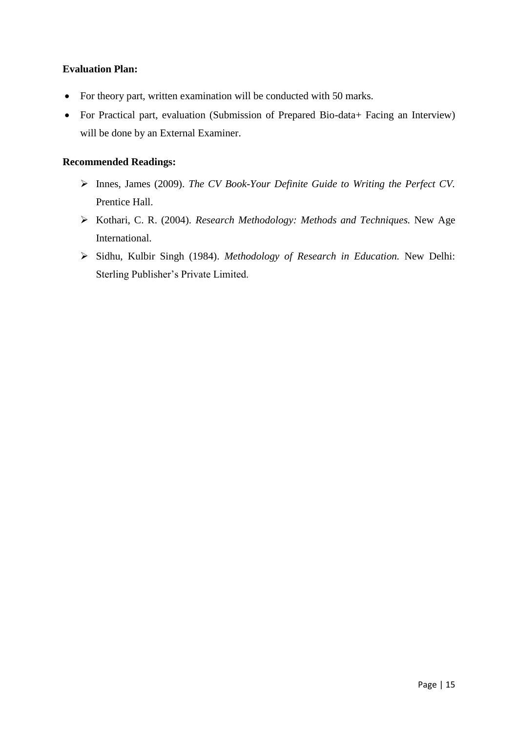**Evaluation Plan:**

- For theory part, written examination will be conducted with 50 marks.
- For Practical part, evaluation (Submission of Prepared Bio-data+ Facing an Interview) will be done by an External Examiner.

**Recommended Readings:**

- Innes, James (2009). *The CV Book-Your Definite Guide to Writing the Perfect CV.* Prentice Hall.
- Kothari, C. R. (2004). *Research Methodology: Methods and Techniques.* New Age International.
- Sidhu, Kulbir Singh (1984). *Methodology of Research in Education.* New Delhi: Sterling Publisher's Private Limited.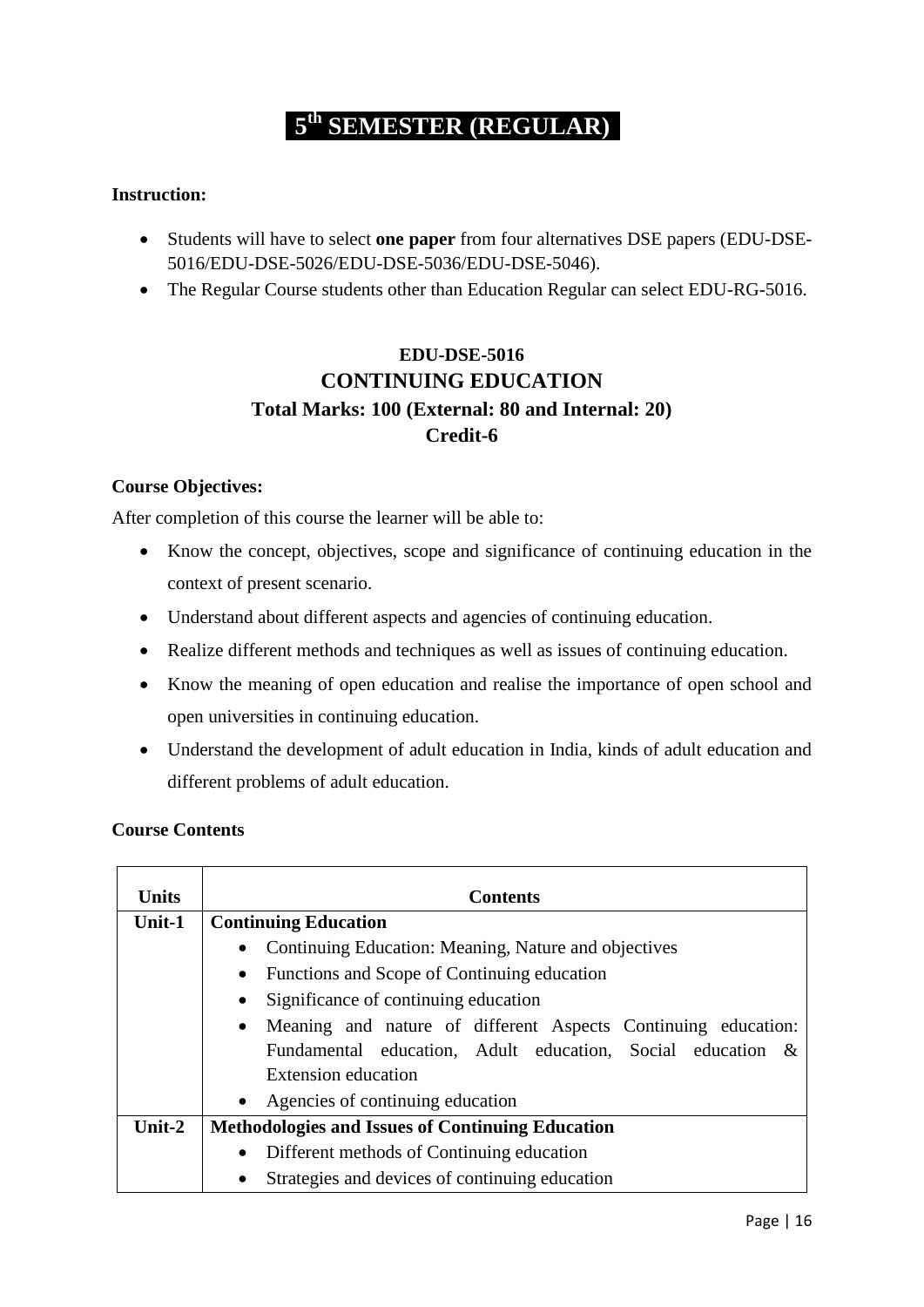# 5th SEMESTER (REGULAR)

**Instruction:**

- Students will have to select **one paper** from four alternatives DSE papers (EDU-DSE-5016/EDU-DSE-5026/EDU-DSE-5036/EDU-DSE-5046).
- The Regular Course students other than Education Regular can select EDU-RG-5016.

## EDU-DSE-5016
## CONTINUING EDUCATION
### Total Marks: 100 (External: 80 and Internal: 20)
### Credit-6

**Course Objectives:**

After completion of this course the learner will be able to:

- Know the concept, objectives, scope and significance of continuing education in the context of present scenario.
- Understand about different aspects and agencies of continuing education.
- Realize different methods and techniques as well as issues of continuing education.
- Know the meaning of open education and realise the importance of open school and open universities in continuing education.
- Understand the development of adult education in India, kinds of adult education and different problems of adult education.

**Course Contents**

| Units | Contents |
|---|---|
| **Unit-1** | **Continuing Education**<br>• Continuing Education: Meaning, Nature and objectives<br>• Functions and Scope of Continuing education<br>• Significance of continuing education<br>• Meaning and nature of different Aspects Continuing education: Fundamental education, Adult education, Social education & Extension education<br>• Agencies of continuing education |
| **Unit-2** | **Methodologies and Issues of Continuing Education**<br>• Different methods of Continuing education<br>• Strategies and devices of continuing education |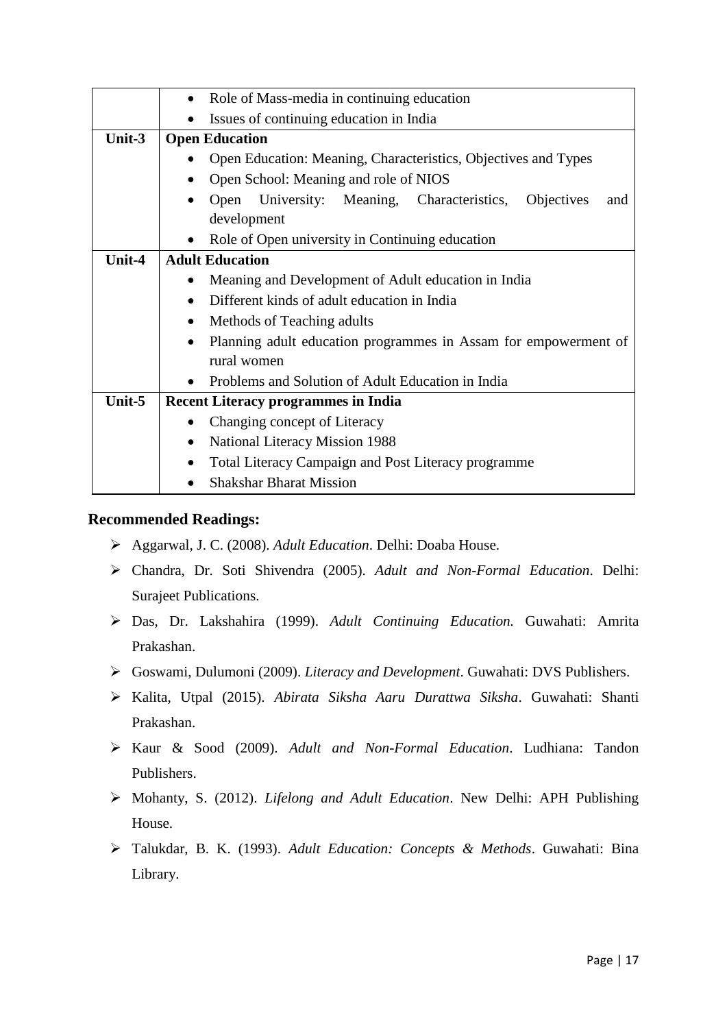| | |
|---|---|
| | • Role of Mass-media in continuing education<br>• Issues of continuing education in India |
| **Unit-3** | **Open Education**<br>• Open Education: Meaning, Characteristics, Objectives and Types<br>• Open School: Meaning and role of NIOS<br>• Open University: Meaning, Characteristics, Objectives and development<br>• Role of Open university in Continuing education |
| **Unit-4** | **Adult Education**<br>• Meaning and Development of Adult education in India<br>• Different kinds of adult education in India<br>• Methods of Teaching adults<br>• Planning adult education programmes in Assam for empowerment of rural women<br>• Problems and Solution of Adult Education in India |
| **Unit-5** | **Recent Literacy programmes in India**<br>• Changing concept of Literacy<br>• National Literacy Mission 1988<br>• Total Literacy Campaign and Post Literacy programme<br>• Shakshar Bharat Mission |

### Recommended Readings:

- Aggarwal, J. C. (2008). *Adult Education*. Delhi: Doaba House.
- Chandra, Dr. Soti Shivendra (2005). *Adult and Non-Formal Education*. Delhi: Surajeet Publications.
- Das, Dr. Lakshahira (1999). *Adult Continuing Education.* Guwahati: Amrita Prakashan.
- Goswami, Dulumoni (2009). *Literacy and Development*. Guwahati: DVS Publishers.
- Kalita, Utpal (2015). *Abirata Siksha Aaru Durattwa Siksha*. Guwahati: Shanti Prakashan.
- Kaur & Sood (2009). *Adult and Non-Formal Education*. Ludhiana: Tandon Publishers.
- Mohanty, S. (2012). *Lifelong and Adult Education*. New Delhi: APH Publishing House.
- Talukdar, B. K. (1993). *Adult Education: Concepts & Methods*. Guwahati: Bina Library.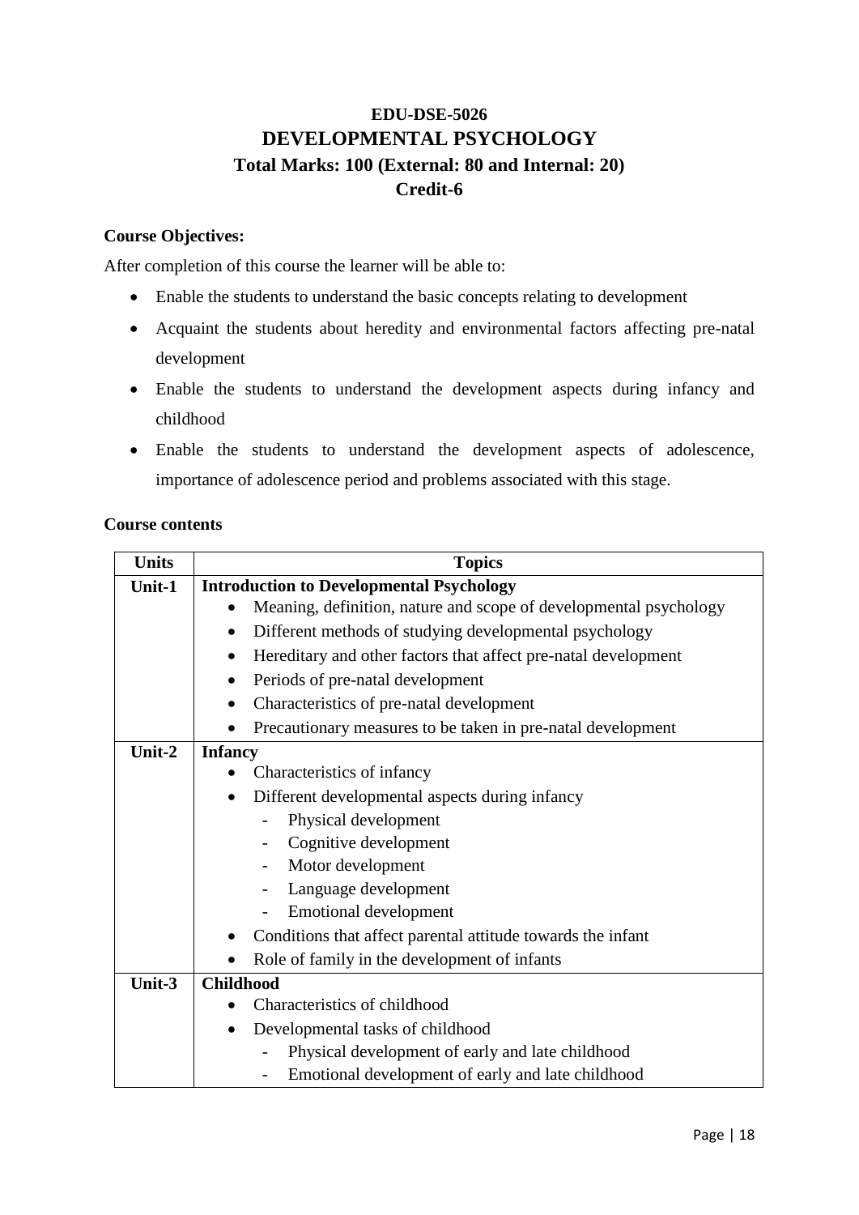# EDU-DSE-5026

# DEVELOPMENTAL PSYCHOLOGY

**Total Marks: 100 (External: 80 and Internal: 20)**

**Credit-6**

**Course Objectives:**

After completion of this course the learner will be able to:

- Enable the students to understand the basic concepts relating to development
- Acquaint the students about heredity and environmental factors affecting pre-natal development
- Enable the students to understand the development aspects during infancy and childhood
- Enable the students to understand the development aspects of adolescence, importance of adolescence period and problems associated with this stage.

**Course contents**

| Units | Topics |
|---|---|
| **Unit-1** | **Introduction to Developmental Psychology**<br>• Meaning, definition, nature and scope of developmental psychology<br>• Different methods of studying developmental psychology<br>• Hereditary and other factors that affect pre-natal development<br>• Periods of pre-natal development<br>• Characteristics of pre-natal development<br>• Precautionary measures to be taken in pre-natal development |
| **Unit-2** | **Infancy**<br>• Characteristics of infancy<br>• Different developmental aspects during infancy<br>&nbsp;&nbsp;- Physical development<br>&nbsp;&nbsp;- Cognitive development<br>&nbsp;&nbsp;- Motor development<br>&nbsp;&nbsp;- Language development<br>&nbsp;&nbsp;- Emotional development<br>• Conditions that affect parental attitude towards the infant<br>• Role of family in the development of infants |
| **Unit-3** | **Childhood**<br>• Characteristics of childhood<br>• Developmental tasks of childhood<br>&nbsp;&nbsp;- Physical development of early and late childhood<br>&nbsp;&nbsp;- Emotional development of early and late childhood |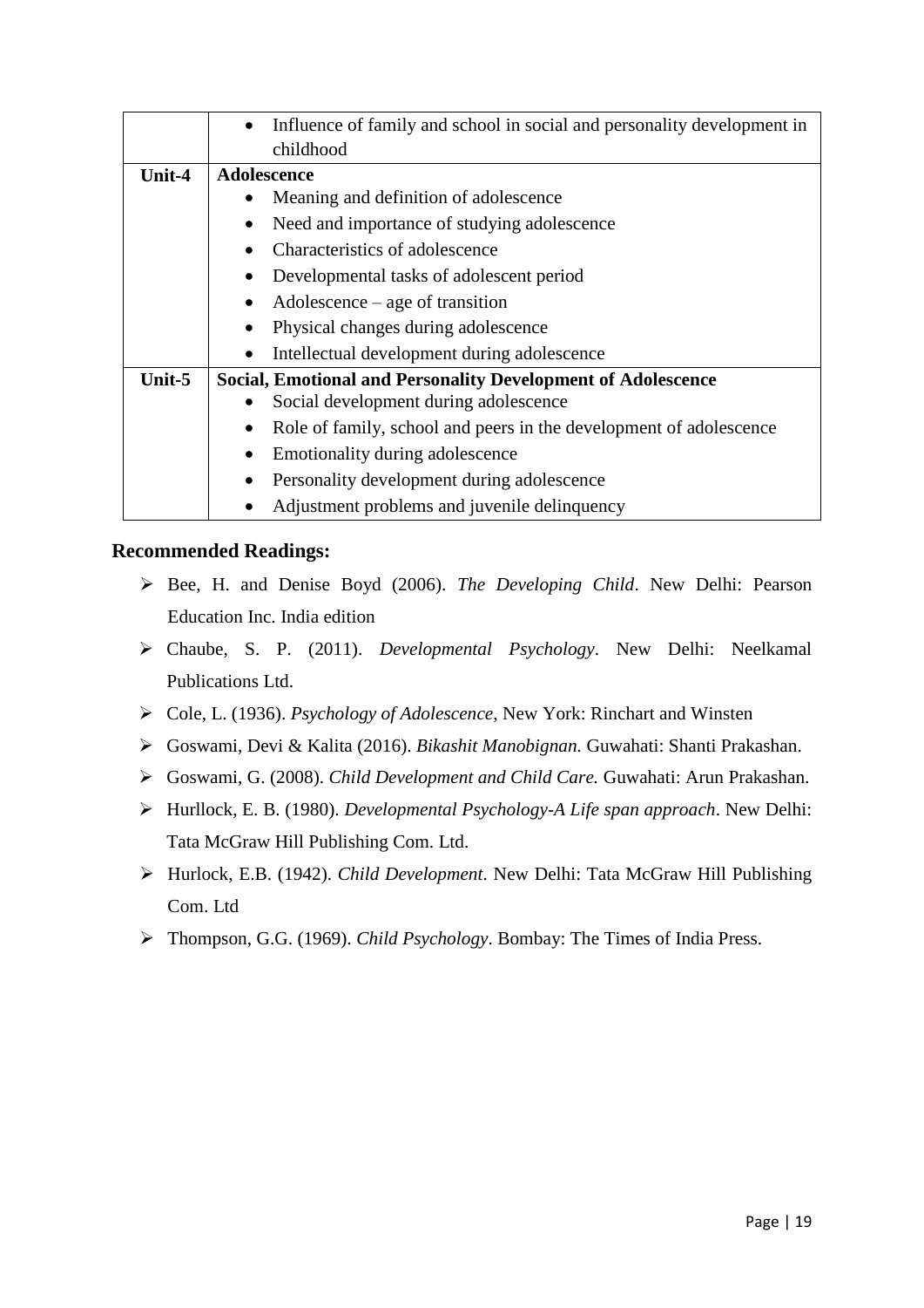| | |
|---|---|
| | • Influence of family and school in social and personality development in childhood |
| **Unit-4** | **Adolescence**<br>• Meaning and definition of adolescence<br>• Need and importance of studying adolescence<br>• Characteristics of adolescence<br>• Developmental tasks of adolescent period<br>• Adolescence – age of transition<br>• Physical changes during adolescence<br>• Intellectual development during adolescence |
| **Unit-5** | **Social, Emotional and Personality Development of Adolescence**<br>• Social development during adolescence<br>• Role of family, school and peers in the development of adolescence<br>• Emotionality during adolescence<br>• Personality development during adolescence<br>• Adjustment problems and juvenile delinquency |

## Recommended Readings:

- Bee, H. and Denise Boyd (2006). *The Developing Child*. New Delhi: Pearson Education Inc. India edition
- Chaube, S. P. (2011). *Developmental Psychology*. New Delhi: Neelkamal Publications Ltd.
- Cole, L. (1936). *Psychology of Adolescence*, New York: Rinchart and Winsten
- Goswami, Devi & Kalita (2016). *Bikashit Manobignan.* Guwahati: Shanti Prakashan.
- Goswami, G. (2008). *Child Development and Child Care.* Guwahati: Arun Prakashan.
- Hurllock, E. B. (1980). *Developmental Psychology-A Life span approach*. New Delhi: Tata McGraw Hill Publishing Com. Ltd.
- Hurlock, E.B. (1942). *Child Development*. New Delhi: Tata McGraw Hill Publishing Com. Ltd
- Thompson, G.G. (1969). *Child Psychology*. Bombay: The Times of India Press.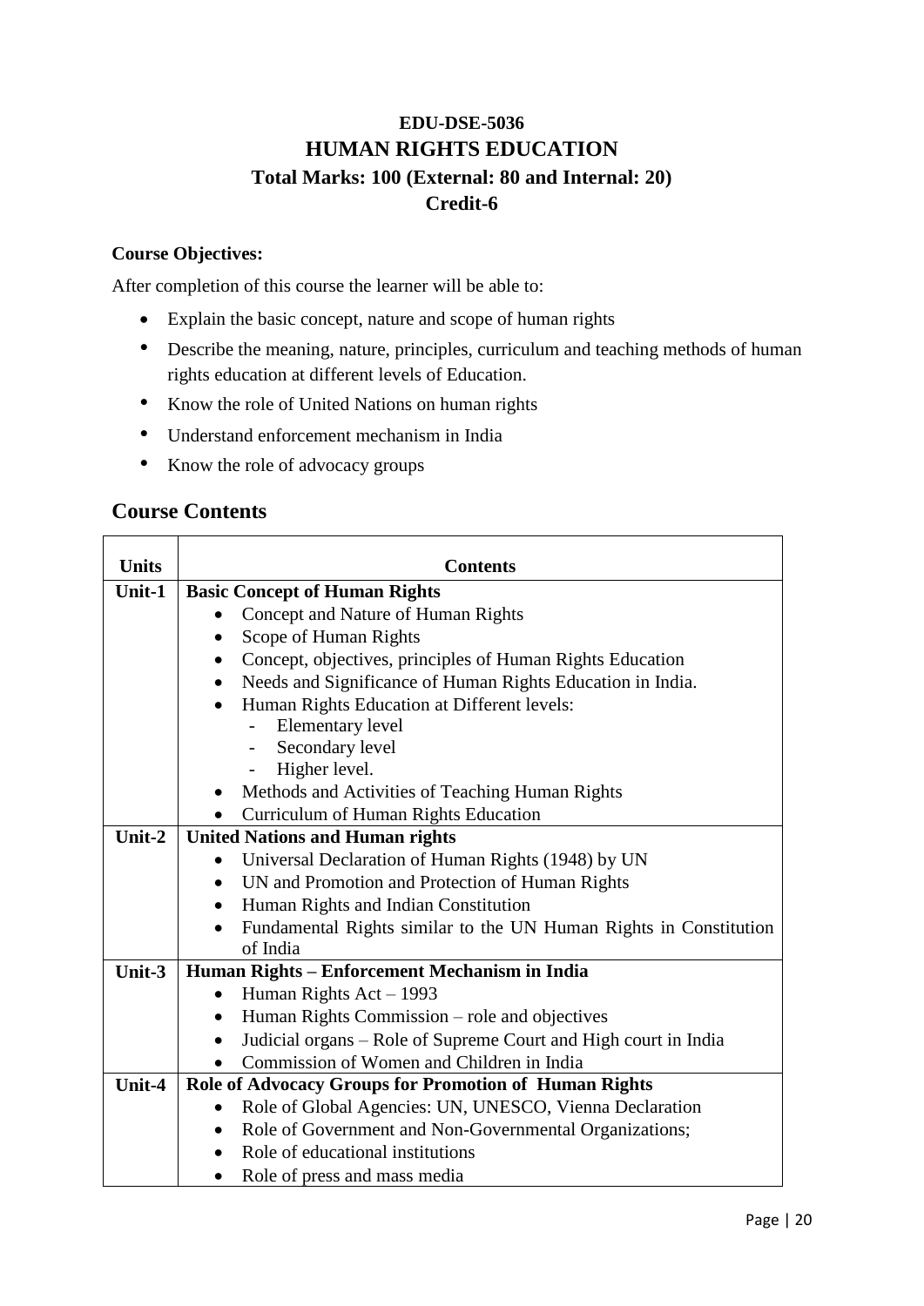**EDU-DSE-5036**

# HUMAN RIGHTS EDUCATION

**Total Marks: 100 (External: 80 and Internal: 20)**

**Credit-6**

**Course Objectives:**

After completion of this course the learner will be able to:

- Explain the basic concept, nature and scope of human rights
- Describe the meaning, nature, principles, curriculum and teaching methods of human rights education at different levels of Education.
- Know the role of United Nations on human rights
- Understand enforcement mechanism in India
- Know the role of advocacy groups

## Course Contents

| Units | Contents |
|---|---|
| **Unit-1** | **Basic Concept of Human Rights**<br>• Concept and Nature of Human Rights<br>• Scope of Human Rights<br>• Concept, objectives, principles of Human Rights Education<br>• Needs and Significance of Human Rights Education in India.<br>• Human Rights Education at Different levels:<br>&nbsp;&nbsp;- Elementary level<br>&nbsp;&nbsp;- Secondary level<br>&nbsp;&nbsp;- Higher level.<br>• Methods and Activities of Teaching Human Rights<br>• Curriculum of Human Rights Education |
| **Unit-2** | **United Nations and Human rights**<br>• Universal Declaration of Human Rights (1948) by UN<br>• UN and Promotion and Protection of Human Rights<br>• Human Rights and Indian Constitution<br>• Fundamental Rights similar to the UN Human Rights in Constitution of India |
| **Unit-3** | **Human Rights – Enforcement Mechanism in India**<br>• Human Rights Act – 1993<br>• Human Rights Commission – role and objectives<br>• Judicial organs – Role of Supreme Court and High court in India<br>• Commission of Women and Children in India |
| **Unit-4** | **Role of Advocacy Groups for Promotion of Human Rights**<br>• Role of Global Agencies: UN, UNESCO, Vienna Declaration<br>• Role of Government and Non-Governmental Organizations;<br>• Role of educational institutions<br>• Role of press and mass media |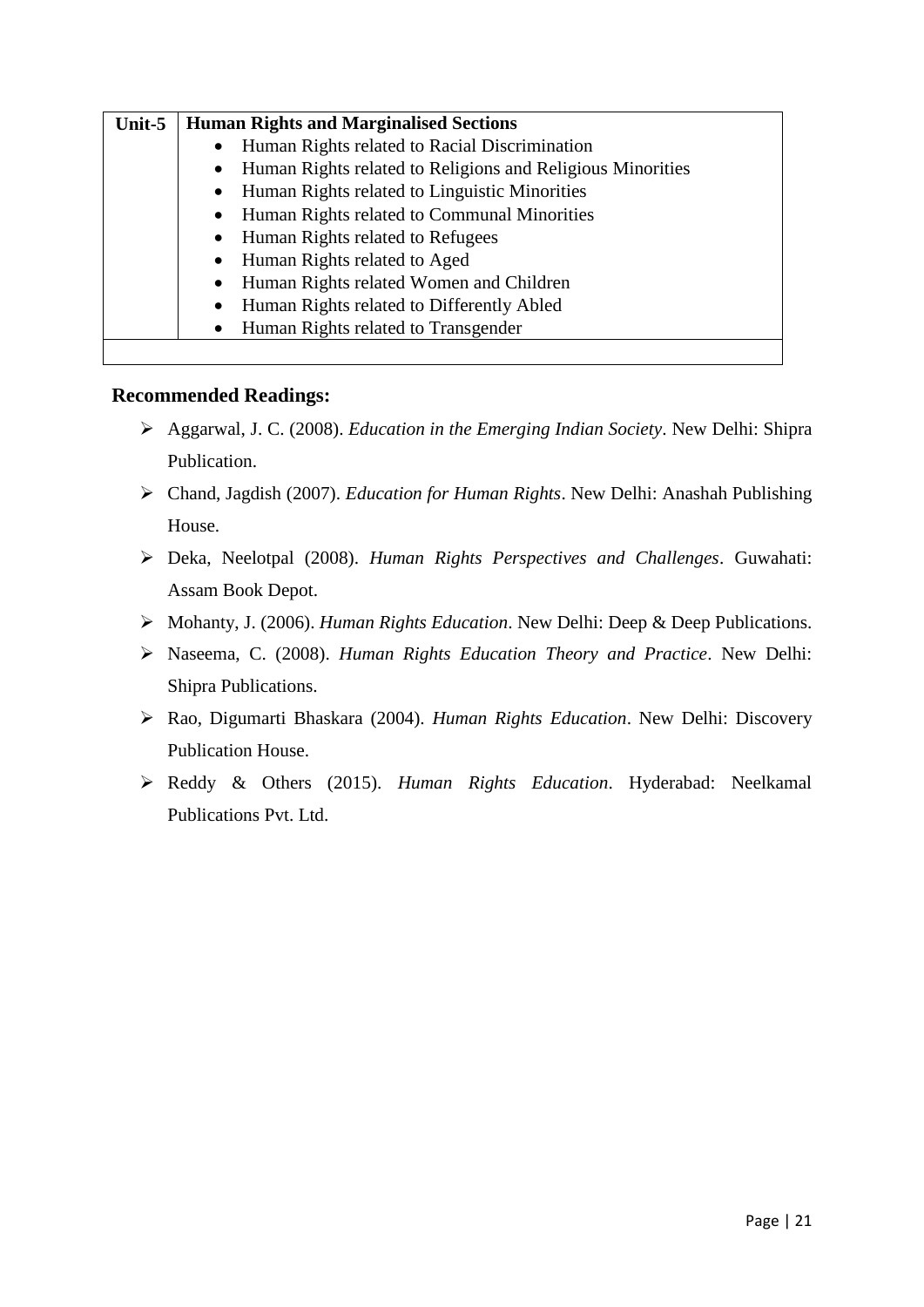| Unit-5 | **Human Rights and Marginalised Sections**<br>• Human Rights related to Racial Discrimination<br>• Human Rights related to Religions and Religious Minorities<br>• Human Rights related to Linguistic Minorities<br>• Human Rights related to Communal Minorities<br>• Human Rights related to Refugees<br>• Human Rights related to Aged<br>• Human Rights related Women and Children<br>• Human Rights related to Differently Abled<br>• Human Rights related to Transgender |
|---|---|
| | |

**Recommended Readings:**

- Aggarwal, J. C. (2008). *Education in the Emerging Indian Society*. New Delhi: Shipra Publication.
- Chand, Jagdish (2007). *Education for Human Rights*. New Delhi: Anashah Publishing House.
- Deka, Neelotpal (2008). *Human Rights Perspectives and Challenges*. Guwahati: Assam Book Depot.
- Mohanty, J. (2006). *Human Rights Education*. New Delhi: Deep & Deep Publications.
- Naseema, C. (2008). *Human Rights Education Theory and Practice*. New Delhi: Shipra Publications.
- Rao, Digumarti Bhaskara (2004). *Human Rights Education*. New Delhi: Discovery Publication House.
- Reddy & Others (2015). *Human Rights Education*. Hyderabad: Neelkamal Publications Pvt. Ltd.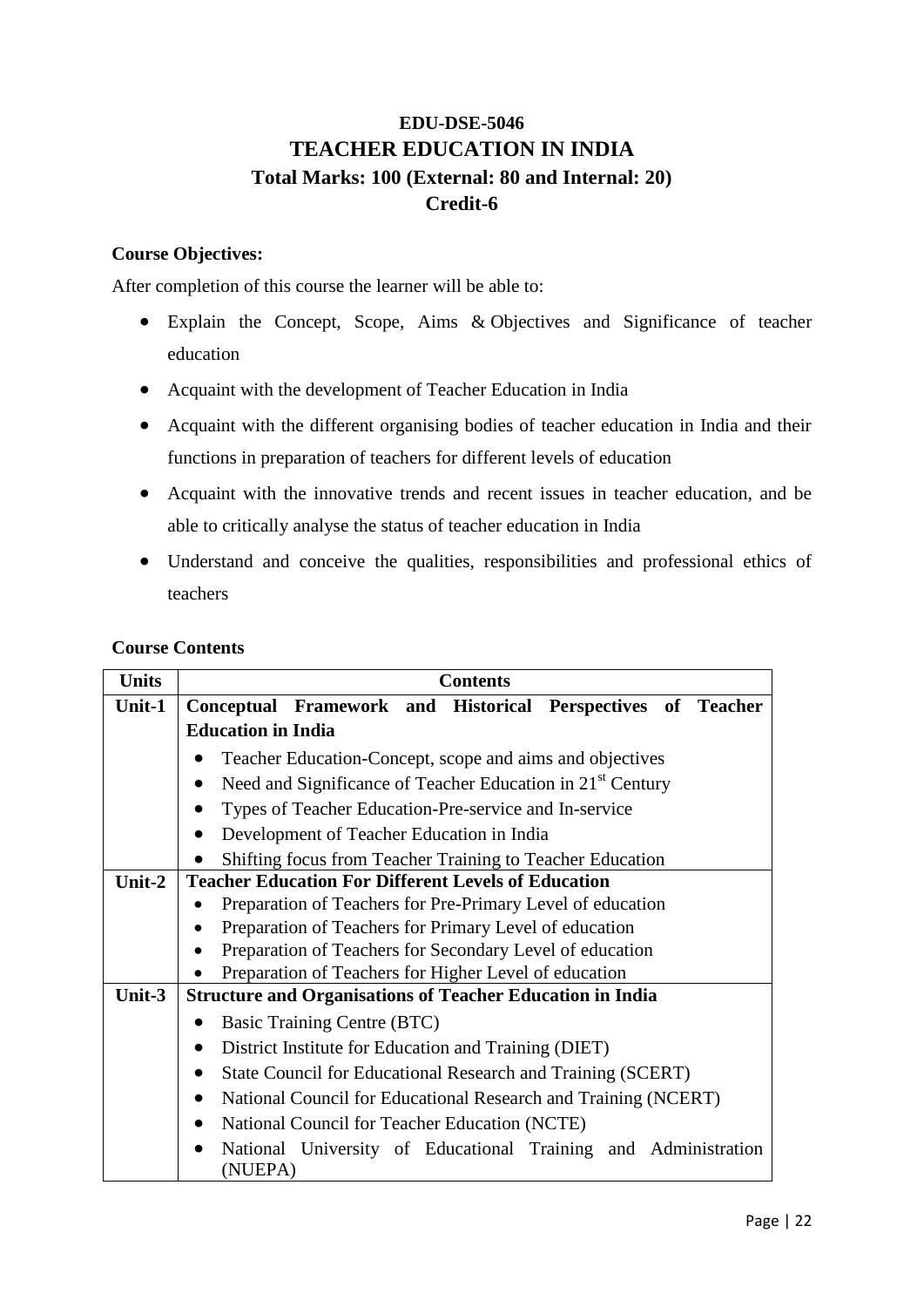# EDU-DSE-5046
# TEACHER EDUCATION IN INDIA
## Total Marks: 100 (External: 80 and Internal: 20)
## Credit-6

**Course Objectives:**

After completion of this course the learner will be able to:

- Explain the Concept, Scope, Aims & Objectives and Significance of teacher education
- Acquaint with the development of Teacher Education in India
- Acquaint with the different organising bodies of teacher education in India and their functions in preparation of teachers for different levels of education
- Acquaint with the innovative trends and recent issues in teacher education, and be able to critically analyse the status of teacher education in India
- Understand and conceive the qualities, responsibilities and professional ethics of teachers

**Course Contents**

| Units | Contents |
|---|---|
| Unit-1 | **Conceptual Framework and Historical Perspectives of Teacher Education in India**<br>• Teacher Education-Concept, scope and aims and objectives<br>• Need and Significance of Teacher Education in 21st Century<br>• Types of Teacher Education-Pre-service and In-service<br>• Development of Teacher Education in India<br>• Shifting focus from Teacher Training to Teacher Education |
| Unit-2 | **Teacher Education For Different Levels of Education**<br>• Preparation of Teachers for Pre-Primary Level of education<br>• Preparation of Teachers for Primary Level of education<br>• Preparation of Teachers for Secondary Level of education<br>• Preparation of Teachers for Higher Level of education |
| Unit-3 | **Structure and Organisations of Teacher Education in India**<br>• Basic Training Centre (BTC)<br>• District Institute for Education and Training (DIET)<br>• State Council for Educational Research and Training (SCERT)<br>• National Council for Educational Research and Training (NCERT)<br>• National Council for Teacher Education (NCTE)<br>• National University of Educational Training and Administration (NUEPA) |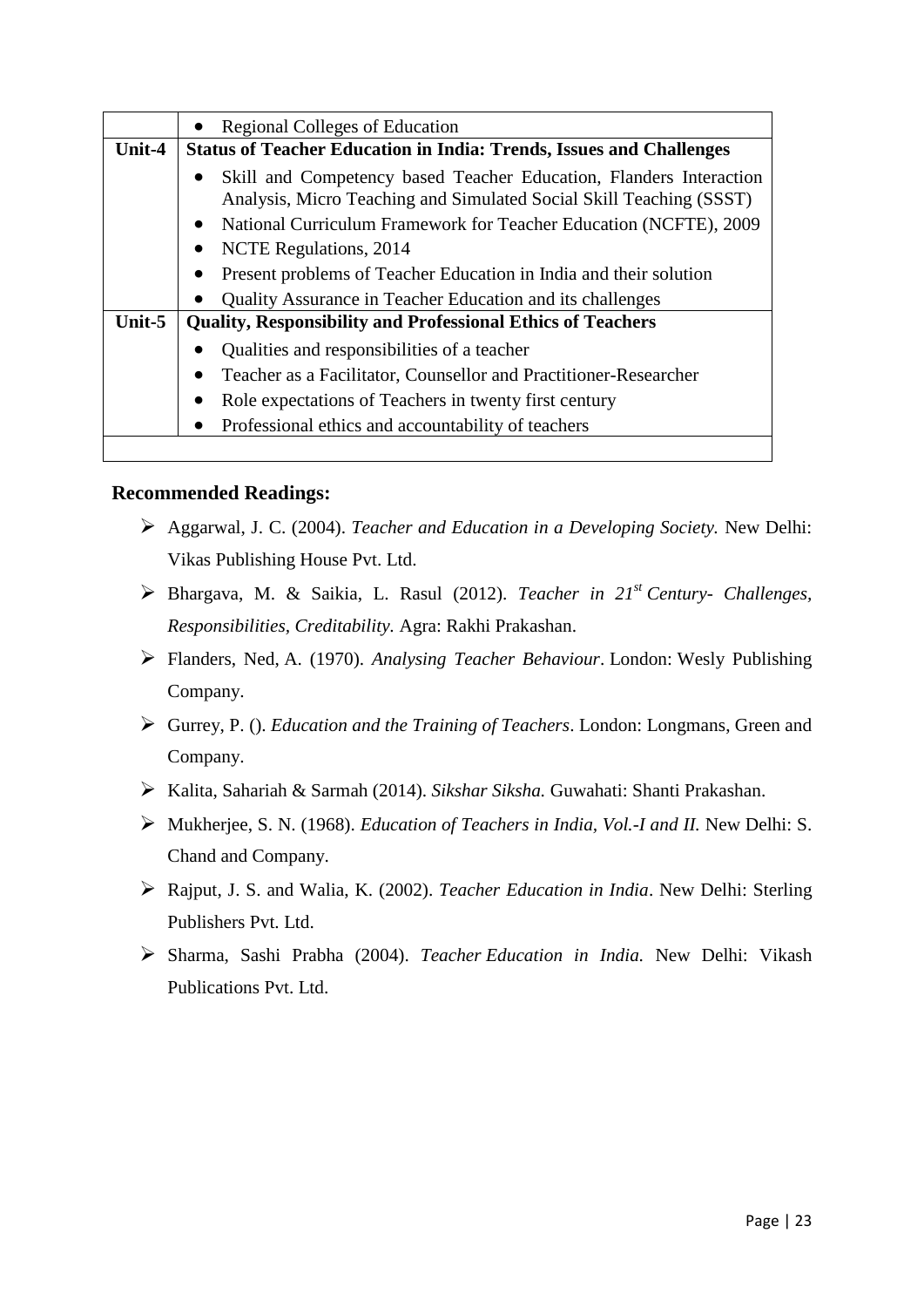| | |
|---|---|
| | • Regional Colleges of Education |
| **Unit-4** | **Status of Teacher Education in India: Trends, Issues and Challenges** |
| | • Skill and Competency based Teacher Education, Flanders Interaction Analysis, Micro Teaching and Simulated Social Skill Teaching (SSST)<br>• National Curriculum Framework for Teacher Education (NCFTE), 2009<br>• NCTE Regulations, 2014<br>• Present problems of Teacher Education in India and their solution<br>• Quality Assurance in Teacher Education and its challenges |
| **Unit-5** | **Quality, Responsibility and Professional Ethics of Teachers** |
| | • Qualities and responsibilities of a teacher<br>• Teacher as a Facilitator, Counsellor and Practitioner-Researcher<br>• Role expectations of Teachers in twenty first century<br>• Professional ethics and accountability of teachers |
| | |

### Recommended Readings:

- Aggarwal, J. C. (2004). *Teacher and Education in a Developing Society.* New Delhi: Vikas Publishing House Pvt. Ltd.
- Bhargava, M. & Saikia, L. Rasul (2012). *Teacher in 21st Century- Challenges, Responsibilities, Creditability.* Agra: Rakhi Prakashan.
- Flanders, Ned, A. (1970). *Analysing Teacher Behaviour*. London: Wesly Publishing Company.
- Gurrey, P. (). *Education and the Training of Teachers*. London: Longmans, Green and Company.
- Kalita, Sahariah & Sarmah (2014). *Sikshar Siksha.* Guwahati: Shanti Prakashan.
- Mukherjee, S. N. (1968). *Education of Teachers in India, Vol.-I and II.* New Delhi: S. Chand and Company.
- Rajput, J. S. and Walia, K. (2002). *Teacher Education in India*. New Delhi: Sterling Publishers Pvt. Ltd.
- Sharma, Sashi Prabha (2004). *Teacher Education in India.* New Delhi: Vikash Publications Pvt. Ltd.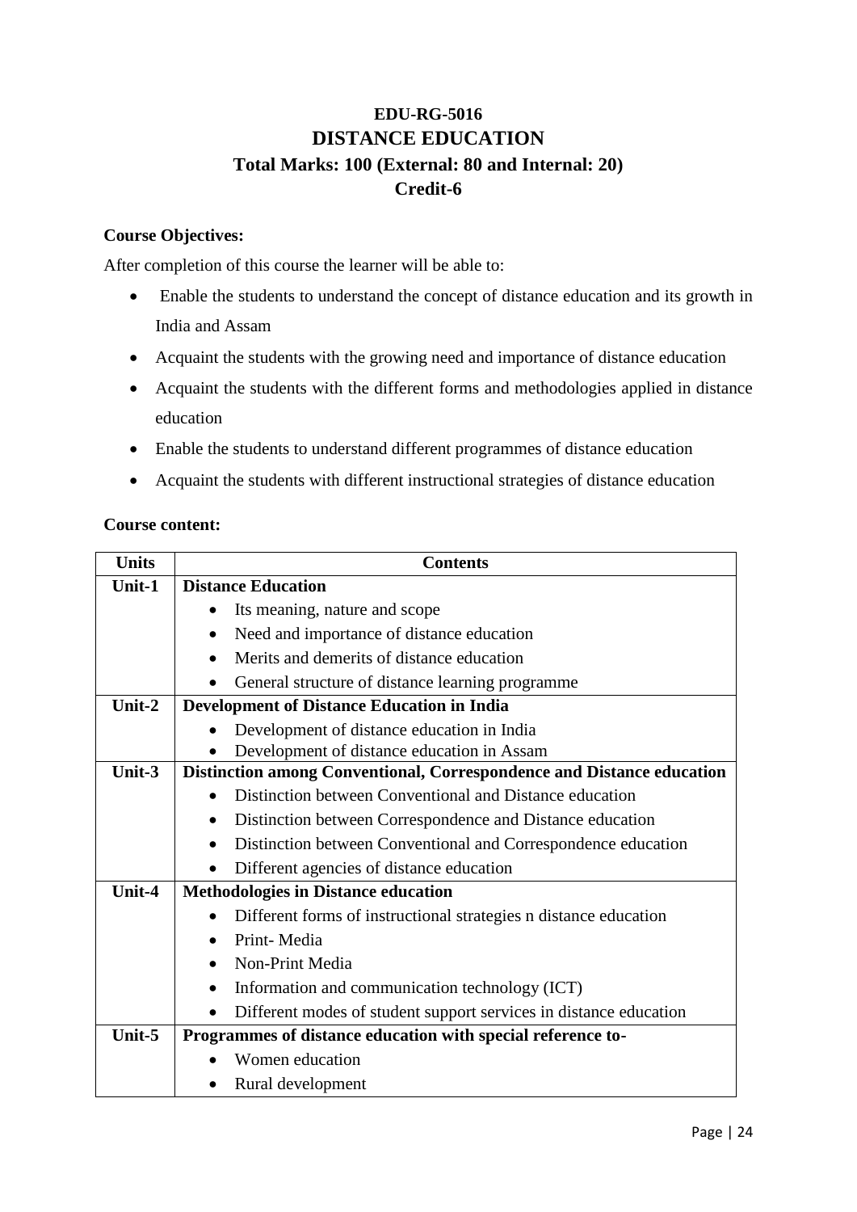# EDU-RG-5016
# DISTANCE EDUCATION
## Total Marks: 100 (External: 80 and Internal: 20)
## Credit-6

**Course Objectives:**

After completion of this course the learner will be able to:

- Enable the students to understand the concept of distance education and its growth in India and Assam
- Acquaint the students with the growing need and importance of distance education
- Acquaint the students with the different forms and methodologies applied in distance education
- Enable the students to understand different programmes of distance education
- Acquaint the students with different instructional strategies of distance education

**Course content:**

| Units | Contents |
|---|---|
| **Unit-1** | **Distance Education**<br>• Its meaning, nature and scope<br>• Need and importance of distance education<br>• Merits and demerits of distance education<br>• General structure of distance learning programme |
| **Unit-2** | **Development of Distance Education in India**<br>• Development of distance education in India<br>• Development of distance education in Assam |
| **Unit-3** | **Distinction among Conventional, Correspondence and Distance education**<br>• Distinction between Conventional and Distance education<br>• Distinction between Correspondence and Distance education<br>• Distinction between Conventional and Correspondence education<br>• Different agencies of distance education |
| **Unit-4** | **Methodologies in Distance education**<br>• Different forms of instructional strategies n distance education<br>• Print- Media<br>• Non-Print Media<br>• Information and communication technology (ICT)<br>• Different modes of student support services in distance education |
| **Unit-5** | **Programmes of distance education with special reference to-**<br>• Women education<br>• Rural development |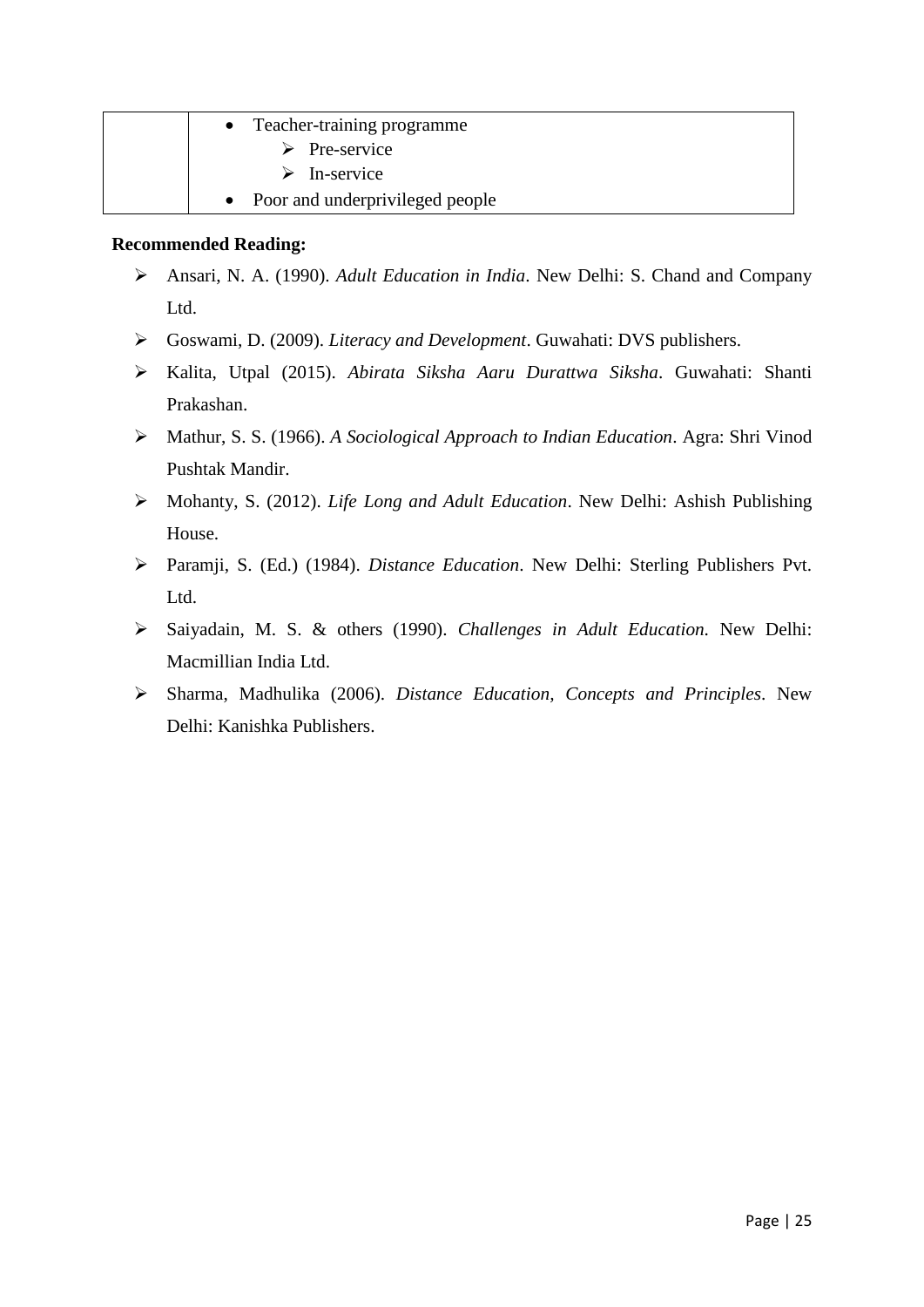| | |
|---|---|
| | • Teacher-training programme<br>➢ Pre-service<br>➢ In-service<br>• Poor and underprivileged people |

**Recommended Reading:**

- Ansari, N. A. (1990). *Adult Education in India*. New Delhi: S. Chand and Company Ltd.
- Goswami, D. (2009). *Literacy and Development*. Guwahati: DVS publishers.
- Kalita, Utpal (2015). *Abirata Siksha Aaru Durattwa Siksha*. Guwahati: Shanti Prakashan.
- Mathur, S. S. (1966). *A Sociological Approach to Indian Education*. Agra: Shri Vinod Pushtak Mandir.
- Mohanty, S. (2012). *Life Long and Adult Education*. New Delhi: Ashish Publishing House.
- Paramji, S. (Ed.) (1984). *Distance Education*. New Delhi: Sterling Publishers Pvt. Ltd.
- Saiyadain, M. S. & others (1990). *Challenges in Adult Education.* New Delhi: Macmillian India Ltd.
- Sharma, Madhulika (2006). *Distance Education, Concepts and Principles*. New Delhi: Kanishka Publishers.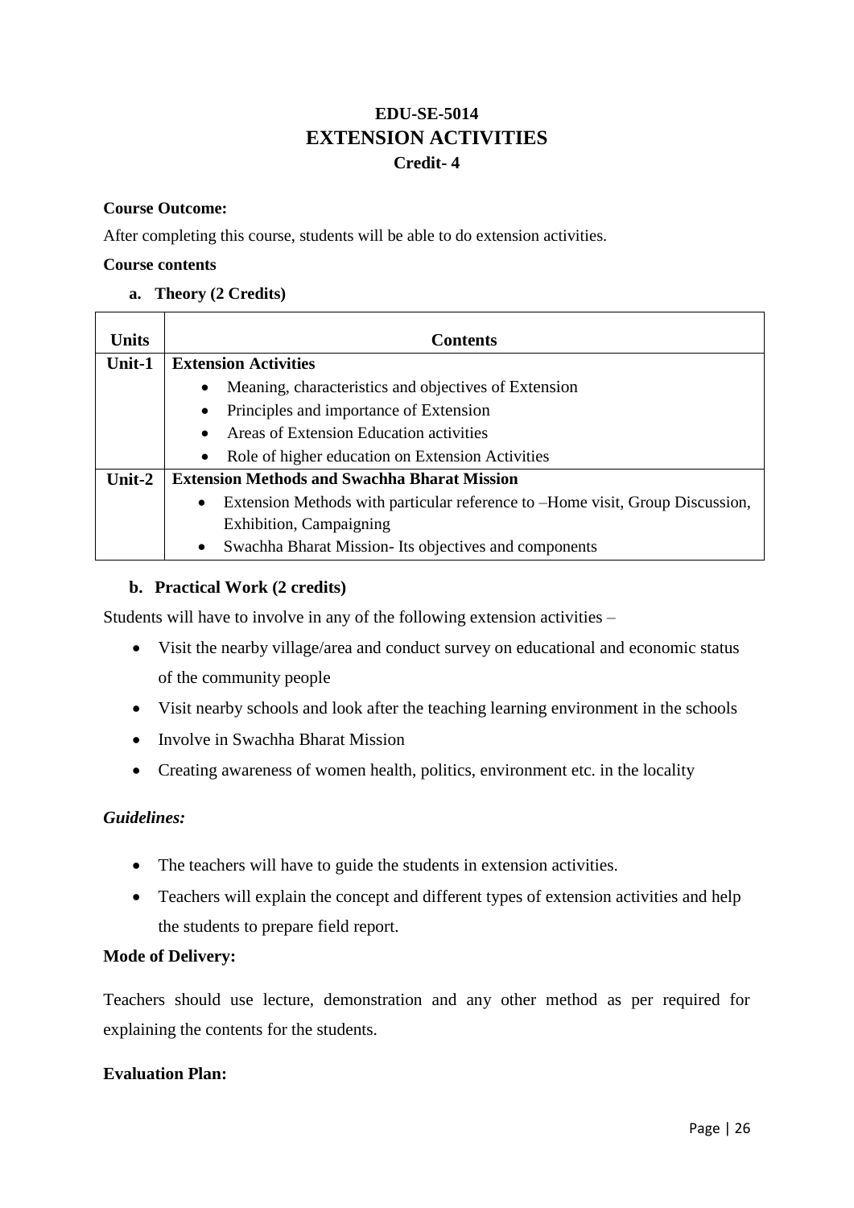# EDU-SE-5014
# EXTENSION ACTIVITIES
### Credit- 4

**Course Outcome:**

After completing this course, students will be able to do extension activities.

**Course contents**

**a. Theory (2 Credits)**

| Units | Contents |
|---|---|
| Unit-1 | **Extension Activities**<br>• Meaning, characteristics and objectives of Extension<br>• Principles and importance of Extension<br>• Areas of Extension Education activities<br>• Role of higher education on Extension Activities |
| Unit-2 | **Extension Methods and Swachha Bharat Mission**<br>• Extension Methods with particular reference to –Home visit, Group Discussion, Exhibition, Campaigning<br>• Swachha Bharat Mission- Its objectives and components |

**b. Practical Work (2 credits)**

Students will have to involve in any of the following extension activities –

- Visit the nearby village/area and conduct survey on educational and economic status of the community people
- Visit nearby schools and look after the teaching learning environment in the schools
- Involve in Swachha Bharat Mission
- Creating awareness of women health, politics, environment etc. in the locality

***Guidelines:***

- The teachers will have to guide the students in extension activities.
- Teachers will explain the concept and different types of extension activities and help the students to prepare field report.

**Mode of Delivery:**

Teachers should use lecture, demonstration and any other method as per required for explaining the contents for the students.

**Evaluation Plan:**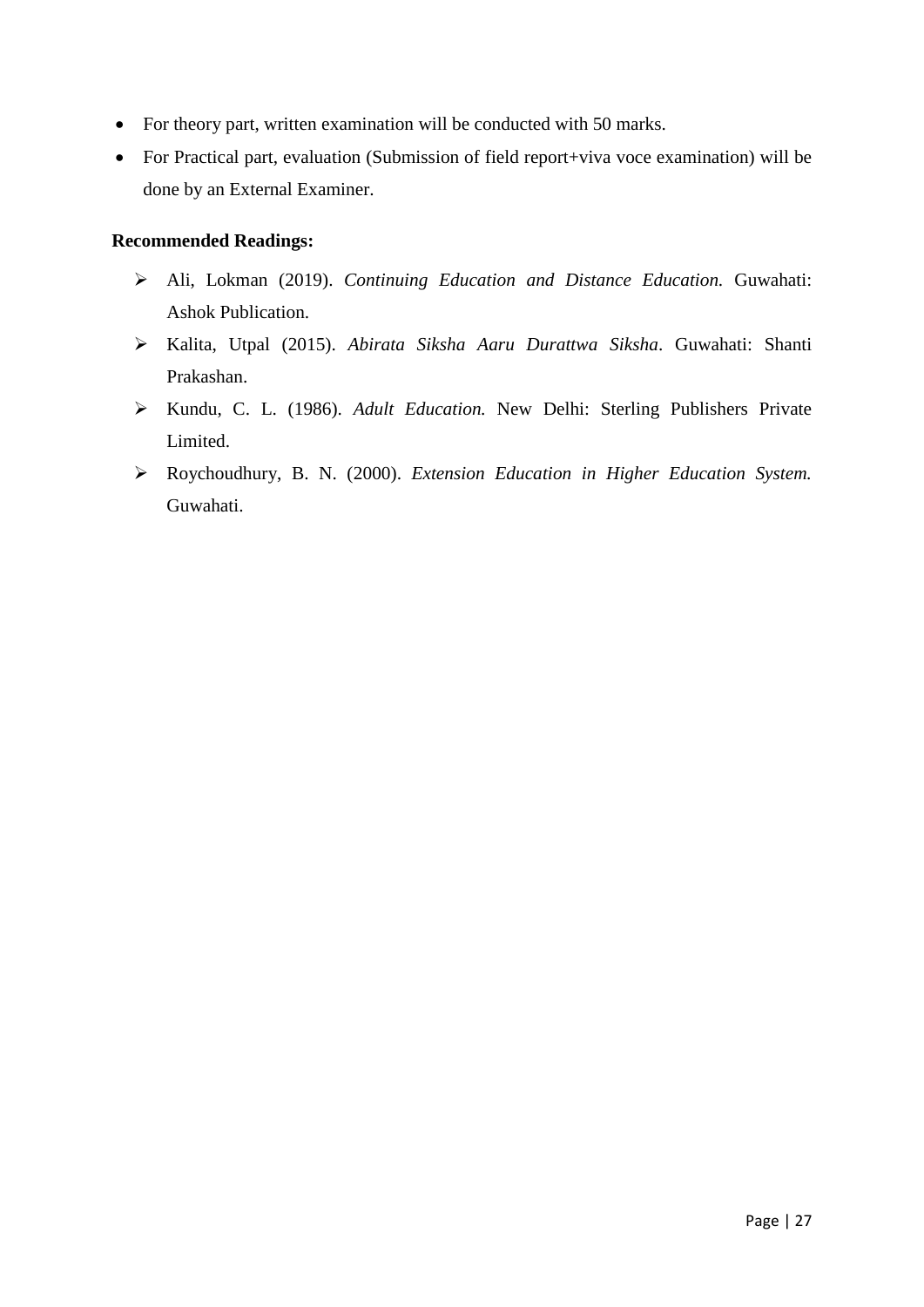- For theory part, written examination will be conducted with 50 marks.
- For Practical part, evaluation (Submission of field report+viva voce examination) will be done by an External Examiner.

**Recommended Readings:**

- Ali, Lokman (2019). *Continuing Education and Distance Education.* Guwahati: Ashok Publication.
- Kalita, Utpal (2015). *Abirata Siksha Aaru Durattwa Siksha*. Guwahati: Shanti Prakashan.
- Kundu, C. L. (1986). *Adult Education.* New Delhi: Sterling Publishers Private Limited.
- Roychoudhury, B. N. (2000). *Extension Education in Higher Education System.* Guwahati.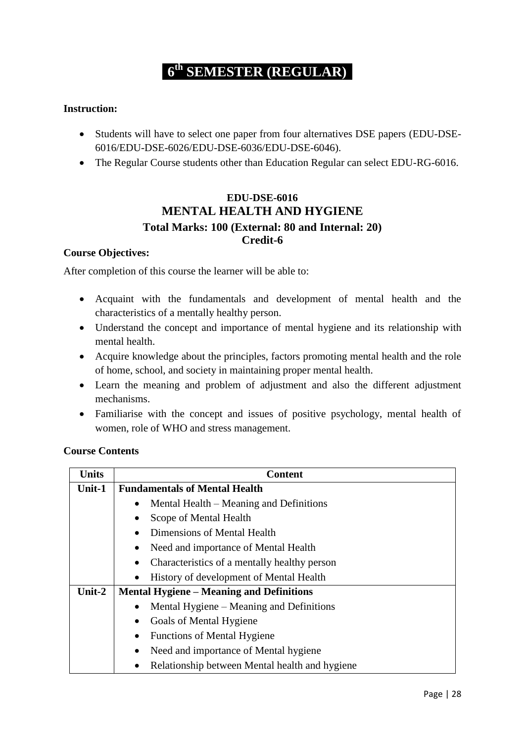# 6th SEMESTER (REGULAR)

**Instruction:**

- Students will have to select one paper from four alternatives DSE papers (EDU-DSE-6016/EDU-DSE-6026/EDU-DSE-6036/EDU-DSE-6046).
- The Regular Course students other than Education Regular can select EDU-RG-6016.

## EDU-DSE-6016
## MENTAL HEALTH AND HYGIENE
### Total Marks: 100 (External: 80 and Internal: 20)
### Credit-6

**Course Objectives:**

After completion of this course the learner will be able to:

- Acquaint with the fundamentals and development of mental health and the characteristics of a mentally healthy person.
- Understand the concept and importance of mental hygiene and its relationship with mental health.
- Acquire knowledge about the principles, factors promoting mental health and the role of home, school, and society in maintaining proper mental health.
- Learn the meaning and problem of adjustment and also the different adjustment mechanisms.
- Familiarise with the concept and issues of positive psychology, mental health of women, role of WHO and stress management.

**Course Contents**

| Units | Content |
|---|---|
| **Unit-1** | **Fundamentals of Mental Health**<br>• Mental Health – Meaning and Definitions<br>• Scope of Mental Health<br>• Dimensions of Mental Health<br>• Need and importance of Mental Health<br>• Characteristics of a mentally healthy person<br>• History of development of Mental Health |
| **Unit-2** | **Mental Hygiene – Meaning and Definitions**<br>• Mental Hygiene – Meaning and Definitions<br>• Goals of Mental Hygiene<br>• Functions of Mental Hygiene<br>• Need and importance of Mental hygiene<br>• Relationship between Mental health and hygiene |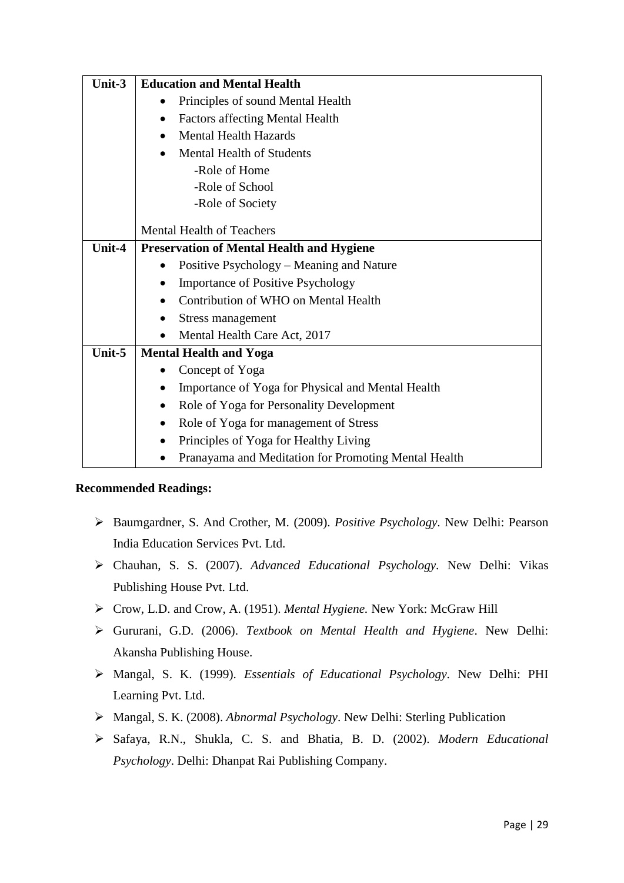| Unit-3 | **Education and Mental Health**<br>• Principles of sound Mental Health<br>• Factors affecting Mental Health<br>• Mental Health Hazards<br>• Mental Health of Students<br>-Role of Home<br>-Role of School<br>-Role of Society<br><br>Mental Health of Teachers |
|---|---|
| **Unit-4** | **Preservation of Mental Health and Hygiene**<br>• Positive Psychology – Meaning and Nature<br>• Importance of Positive Psychology<br>• Contribution of WHO on Mental Health<br>• Stress management<br>• Mental Health Care Act, 2017 |
| **Unit-5** | **Mental Health and Yoga**<br>• Concept of Yoga<br>• Importance of Yoga for Physical and Mental Health<br>• Role of Yoga for Personality Development<br>• Role of Yoga for management of Stress<br>• Principles of Yoga for Healthy Living<br>• Pranayama and Meditation for Promoting Mental Health |

**Recommended Readings:**

- Baumgardner, S. And Crother, M. (2009). *Positive Psychology*. New Delhi: Pearson India Education Services Pvt. Ltd.
- Chauhan, S. S. (2007). *Advanced Educational Psychology*. New Delhi: Vikas Publishing House Pvt. Ltd.
- Crow, L.D. and Crow, A. (1951). *Mental Hygiene.* New York: McGraw Hill
- Gururani, G.D. (2006). *Textbook on Mental Health and Hygiene*. New Delhi: Akansha Publishing House.
- Mangal, S. K. (1999). *Essentials of Educational Psychology*. New Delhi: PHI Learning Pvt. Ltd.
- Mangal, S. K. (2008). *Abnormal Psychology*. New Delhi: Sterling Publication
- Safaya, R.N., Shukla, C. S. and Bhatia, B. D. (2002). *Modern Educational Psychology*. Delhi: Dhanpat Rai Publishing Company.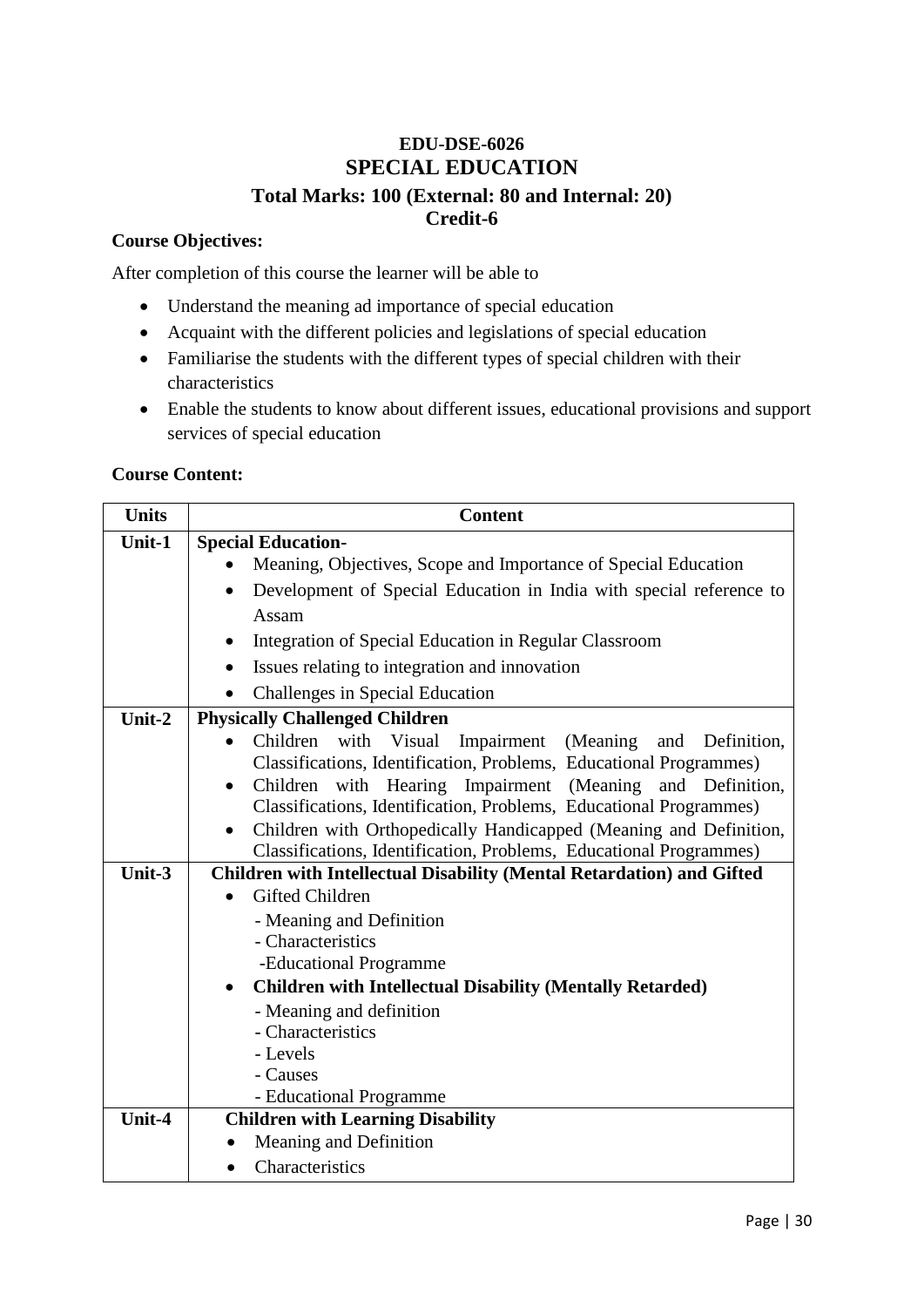## EDU-DSE-6026
## SPECIAL EDUCATION
### Total Marks: 100 (External: 80 and Internal: 20)
### Credit-6

**Course Objectives:**

After completion of this course the learner will be able to

- Understand the meaning ad importance of special education
- Acquaint with the different policies and legislations of special education
- Familiarise the students with the different types of special children with their characteristics
- Enable the students to know about different issues, educational provisions and support services of special education

**Course Content:**

| Units | Content |
|---|---|
| **Unit-1** | **Special Education-**<br>• Meaning, Objectives, Scope and Importance of Special Education<br>• Development of Special Education in India with special reference to Assam<br>• Integration of Special Education in Regular Classroom<br>• Issues relating to integration and innovation<br>• Challenges in Special Education |
| **Unit-2** | **Physically Challenged Children**<br>• Children with Visual Impairment (Meaning and Definition, Classifications, Identification, Problems, Educational Programmes)<br>• Children with Hearing Impairment (Meaning and Definition, Classifications, Identification, Problems, Educational Programmes)<br>• Children with Orthopedically Handicapped (Meaning and Definition, Classifications, Identification, Problems, Educational Programmes) |
| **Unit-3** | **Children with Intellectual Disability (Mental Retardation) and Gifted**<br>• Gifted Children<br>- Meaning and Definition<br>- Characteristics<br>-Educational Programme<br>• **Children with Intellectual Disability (Mentally Retarded)**<br>- Meaning and definition<br>- Characteristics<br>- Levels<br>- Causes<br>- Educational Programme |
| **Unit-4** | **Children with Learning Disability**<br>• Meaning and Definition<br>• Characteristics |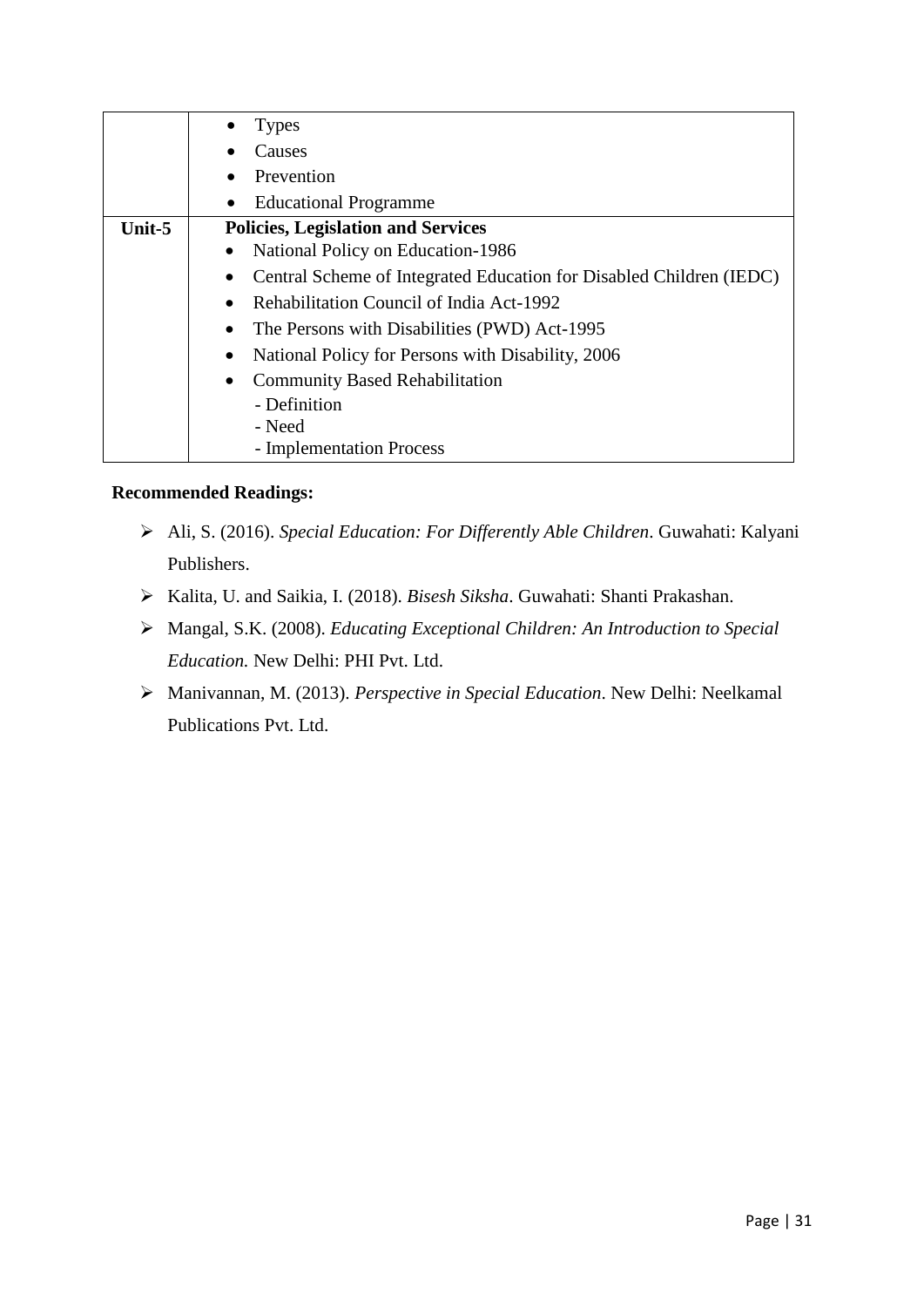| | |
|---|---|
| | • Types<br>• Causes<br>• Prevention<br>• Educational Programme |
| **Unit-5** | **Policies, Legislation and Services**<br>• National Policy on Education-1986<br>• Central Scheme of Integrated Education for Disabled Children (IEDC)<br>• Rehabilitation Council of India Act-1992<br>• The Persons with Disabilities (PWD) Act-1995<br>• National Policy for Persons with Disability, 2006<br>• Community Based Rehabilitation<br>- Definition<br>- Need<br>- Implementation Process |

**Recommended Readings:**

- Ali, S. (2016). *Special Education: For Differently Able Children*. Guwahati: Kalyani Publishers.
- Kalita, U. and Saikia, I. (2018). *Bisesh Siksha*. Guwahati: Shanti Prakashan.
- Mangal, S.K. (2008). *Educating Exceptional Children: An Introduction to Special Education.* New Delhi: PHI Pvt. Ltd.
- Manivannan, M. (2013). *Perspective in Special Education*. New Delhi: Neelkamal Publications Pvt. Ltd.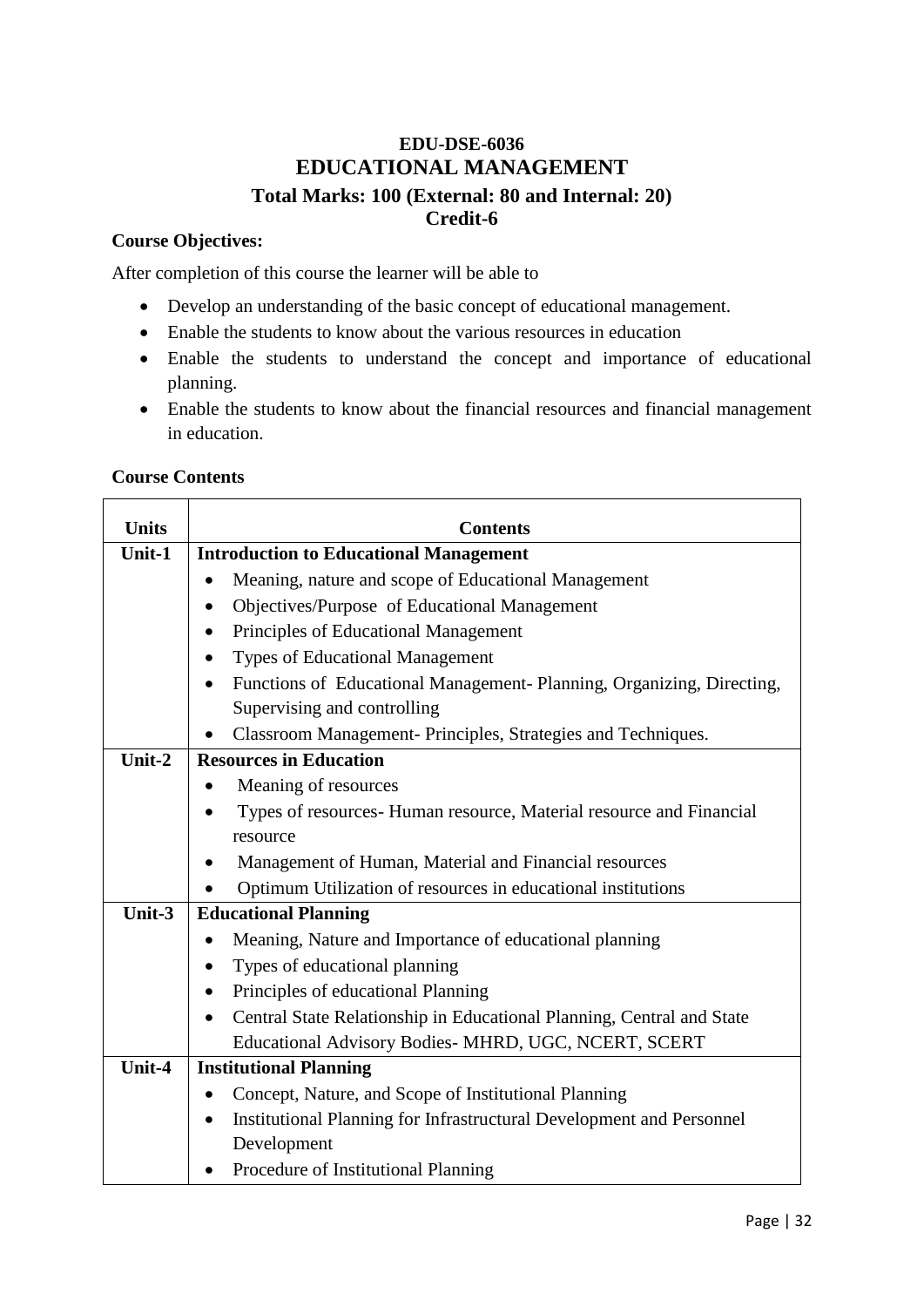# EDU-DSE-6036
## EDUCATIONAL MANAGEMENT
### Total Marks: 100 (External: 80 and Internal: 20)
### Credit-6

**Course Objectives:**

After completion of this course the learner will be able to

- Develop an understanding of the basic concept of educational management.
- Enable the students to know about the various resources in education
- Enable the students to understand the concept and importance of educational planning.
- Enable the students to know about the financial resources and financial management in education.

**Course Contents**

| Units | Contents |
|---|---|
| **Unit-1** | **Introduction to Educational Management**<br>• Meaning, nature and scope of Educational Management<br>• Objectives/Purpose of Educational Management<br>• Principles of Educational Management<br>• Types of Educational Management<br>• Functions of Educational Management- Planning, Organizing, Directing, Supervising and controlling<br>• Classroom Management- Principles, Strategies and Techniques. |
| **Unit-2** | **Resources in Education**<br>• Meaning of resources<br>• Types of resources- Human resource, Material resource and Financial resource<br>• Management of Human, Material and Financial resources<br>• Optimum Utilization of resources in educational institutions |
| **Unit-3** | **Educational Planning**<br>• Meaning, Nature and Importance of educational planning<br>• Types of educational planning<br>• Principles of educational Planning<br>• Central State Relationship in Educational Planning, Central and State Educational Advisory Bodies- MHRD, UGC, NCERT, SCERT |
| **Unit-4** | **Institutional Planning**<br>• Concept, Nature, and Scope of Institutional Planning<br>• Institutional Planning for Infrastructural Development and Personnel Development<br>• Procedure of Institutional Planning |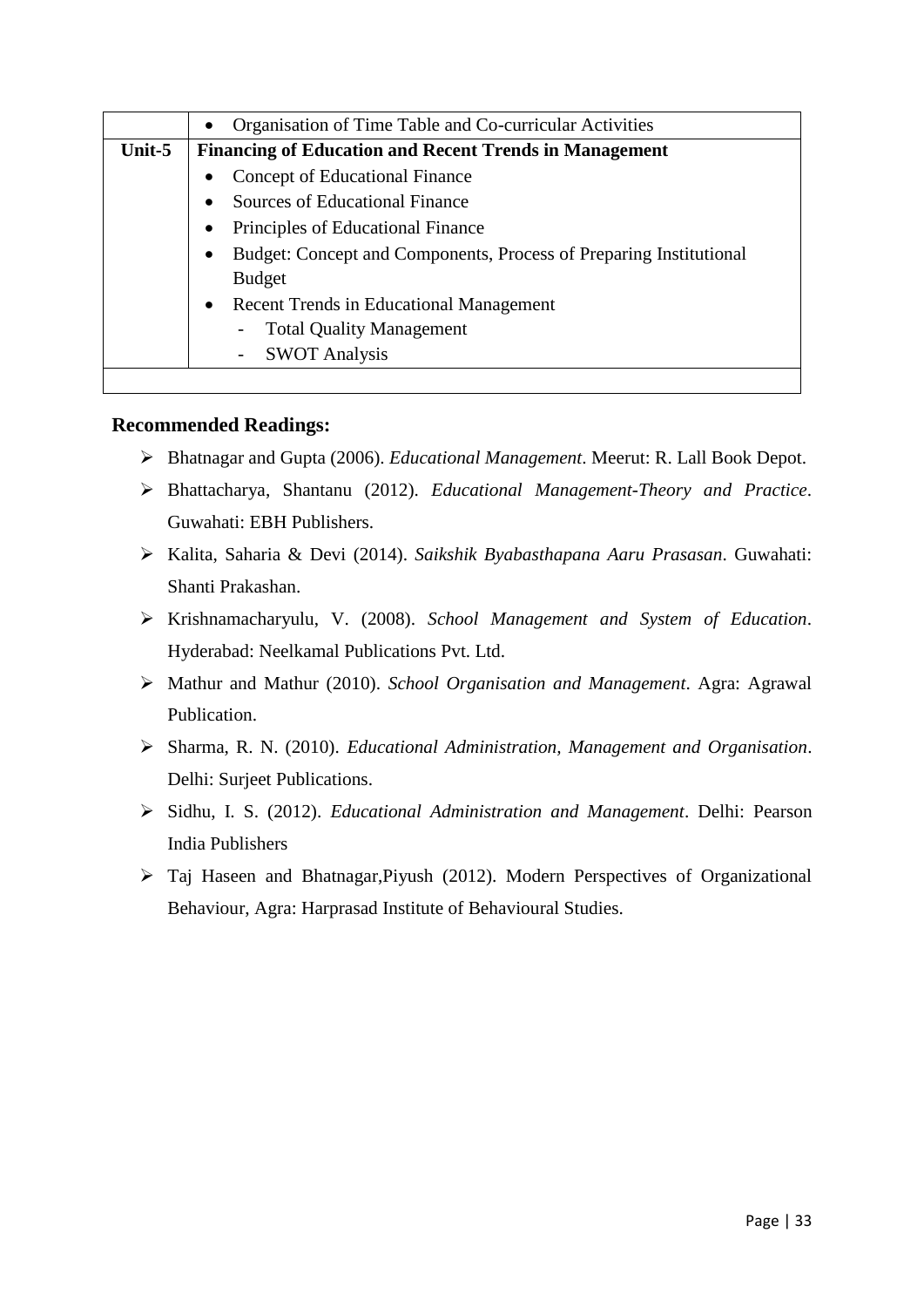| | |
|---|---|
| | • Organisation of Time Table and Co-curricular Activities |
| **Unit-5** | **Financing of Education and Recent Trends in Management**<br>• Concept of Educational Finance<br>• Sources of Educational Finance<br>• Principles of Educational Finance<br>• Budget: Concept and Components, Process of Preparing Institutional Budget<br>• Recent Trends in Educational Management<br>- Total Quality Management<br>- SWOT Analysis |
| | |

**Recommended Readings:**

- Bhatnagar and Gupta (2006). *Educational Management*. Meerut: R. Lall Book Depot.
- Bhattacharya, Shantanu (2012). *Educational Management-Theory and Practice*. Guwahati: EBH Publishers.
- Kalita, Saharia & Devi (2014). *Saikshik Byabasthapana Aaru Prasasan*. Guwahati: Shanti Prakashan.
- Krishnamacharyulu, V. (2008). *School Management and System of Education*. Hyderabad: Neelkamal Publications Pvt. Ltd.
- Mathur and Mathur (2010). *School Organisation and Management*. Agra: Agrawal Publication.
- Sharma, R. N. (2010). *Educational Administration, Management and Organisation*. Delhi: Surjeet Publications.
- Sidhu, I. S. (2012). *Educational Administration and Management*. Delhi: Pearson India Publishers
- Taj Haseen and Bhatnagar,Piyush (2012). Modern Perspectives of Organizational Behaviour, Agra: Harprasad Institute of Behavioural Studies.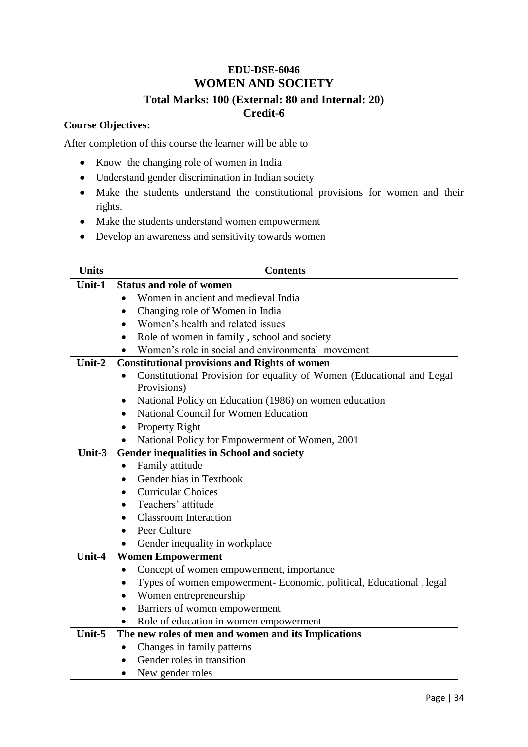# EDU-DSE-6046
# WOMEN AND SOCIETY
### Total Marks: 100 (External: 80 and Internal: 20)
### Credit-6

**Course Objectives:**

After completion of this course the learner will be able to

- Know the changing role of women in India
- Understand gender discrimination in Indian society
- Make the students understand the constitutional provisions for women and their rights.
- Make the students understand women empowerment
- Develop an awareness and sensitivity towards women

| Units | Contents |
|---|---|
| **Unit-1** | **Status and role of women**<br>• Women in ancient and medieval India<br>• Changing role of Women in India<br>• Women's health and related issues<br>• Role of women in family , school and society<br>• Women's role in social and environmental movement |
| **Unit-2** | **Constitutional provisions and Rights of women**<br>• Constitutional Provision for equality of Women (Educational and Legal Provisions)<br>• National Policy on Education (1986) on women education<br>• National Council for Women Education<br>• Property Right<br>• National Policy for Empowerment of Women, 2001 |
| **Unit-3** | **Gender inequalities in School and society**<br>• Family attitude<br>• Gender bias in Textbook<br>• Curricular Choices<br>• Teachers' attitude<br>• Classroom Interaction<br>• Peer Culture<br>• Gender inequality in workplace |
| **Unit-4** | **Women Empowerment**<br>• Concept of women empowerment, importance<br>• Types of women empowerment- Economic, political, Educational , legal<br>• Women entrepreneurship<br>• Barriers of women empowerment<br>• Role of education in women empowerment |
| **Unit-5** | **The new roles of men and women and its Implications**<br>• Changes in family patterns<br>• Gender roles in transition<br>• New gender roles |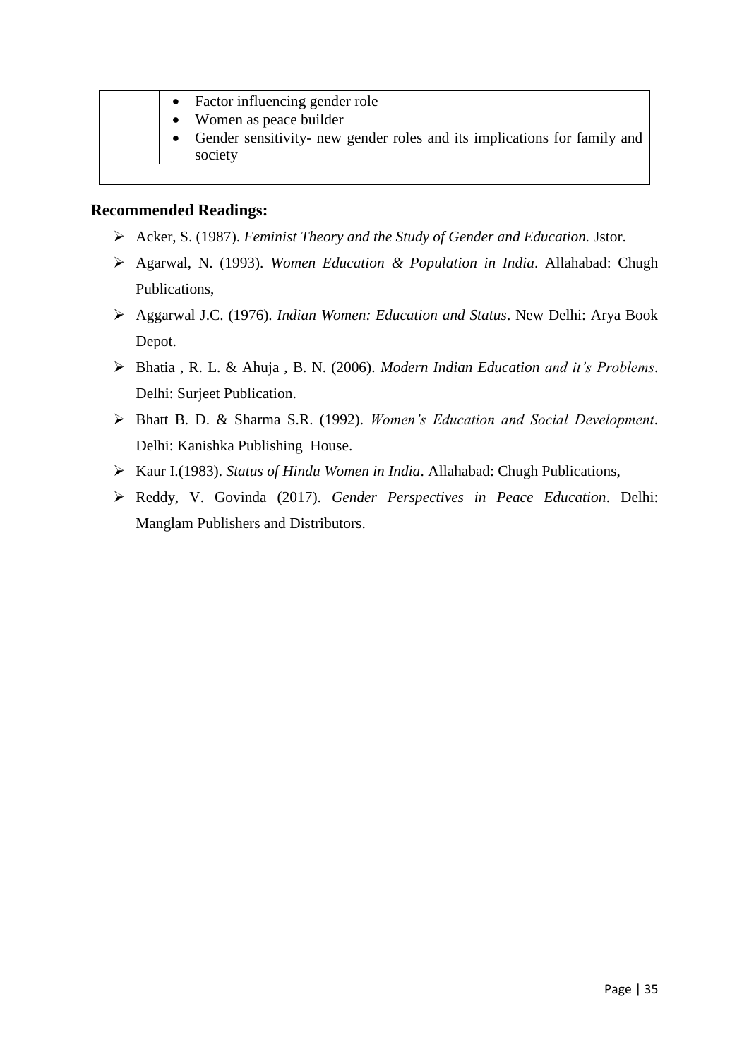| | |
|---|---|
| | • Factor influencing gender role<br>• Women as peace builder<br>• Gender sensitivity- new gender roles and its implications for family and society |
| | |

**Recommended Readings:**

- Acker, S. (1987). *Feminist Theory and the Study of Gender and Education.* Jstor.
- Agarwal, N. (1993). *Women Education & Population in India*. Allahabad: Chugh Publications,
- Aggarwal J.C. (1976). *Indian Women: Education and Status*. New Delhi: Arya Book Depot.
- Bhatia , R. L. & Ahuja , B. N. (2006). *Modern Indian Education and it's Problems*. Delhi: Surjeet Publication.
- Bhatt B. D. & Sharma S.R. (1992). *Women's Education and Social Development*. Delhi: Kanishka Publishing House.
- Kaur I.(1983). *Status of Hindu Women in India*. Allahabad: Chugh Publications,
- Reddy, V. Govinda (2017). *Gender Perspectives in Peace Education*. Delhi: Manglam Publishers and Distributors.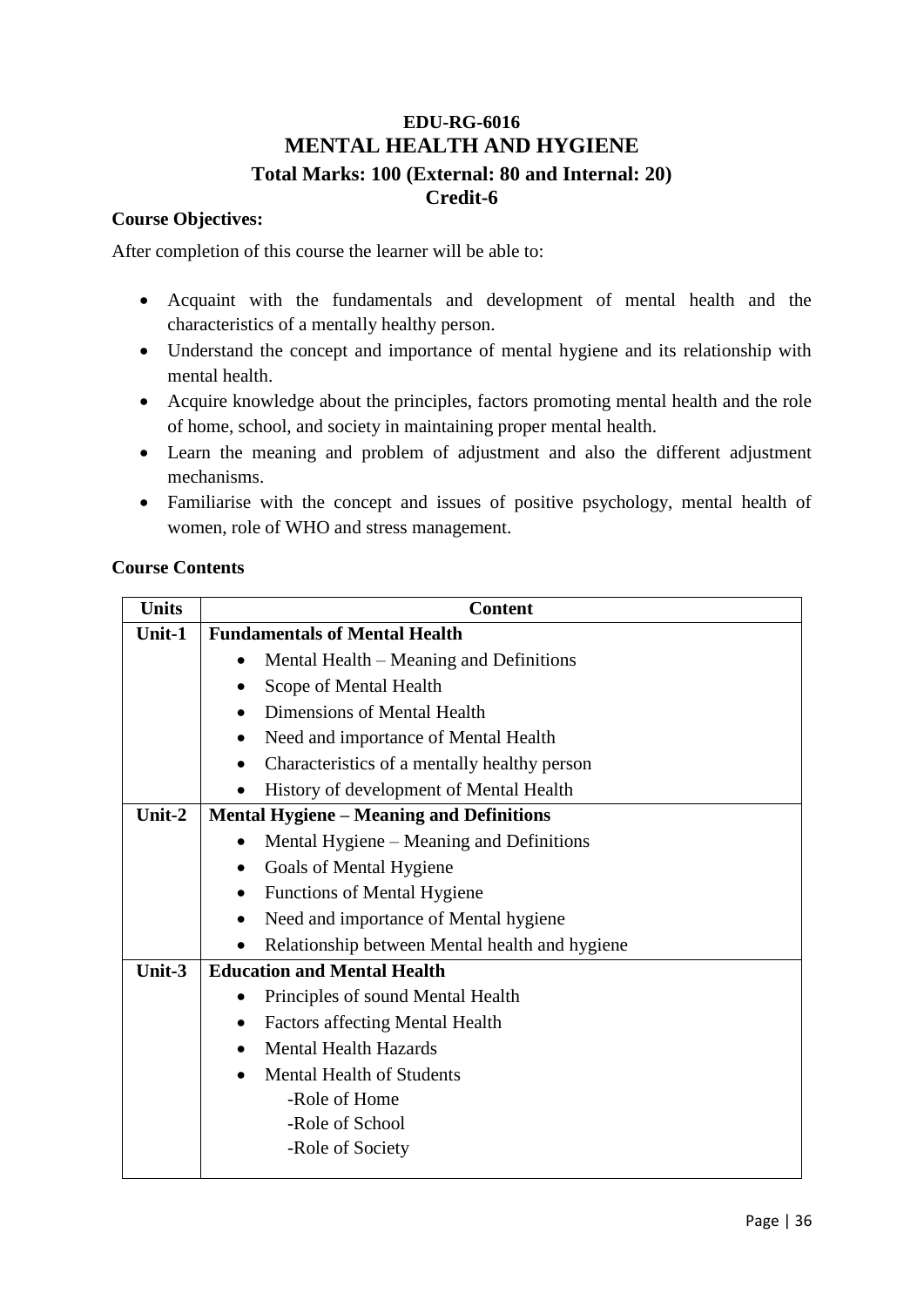# EDU-RG-6016
# MENTAL HEALTH AND HYGIENE

**Total Marks: 100 (External: 80 and Internal: 20)**

**Credit-6**

**Course Objectives:**

After completion of this course the learner will be able to:

- Acquaint with the fundamentals and development of mental health and the characteristics of a mentally healthy person.
- Understand the concept and importance of mental hygiene and its relationship with mental health.
- Acquire knowledge about the principles, factors promoting mental health and the role of home, school, and society in maintaining proper mental health.
- Learn the meaning and problem of adjustment and also the different adjustment mechanisms.
- Familiarise with the concept and issues of positive psychology, mental health of women, role of WHO and stress management.

**Course Contents**

| Units | Content |
|---|---|
| **Unit-1** | **Fundamentals of Mental Health**<br>• Mental Health – Meaning and Definitions<br>• Scope of Mental Health<br>• Dimensions of Mental Health<br>• Need and importance of Mental Health<br>• Characteristics of a mentally healthy person<br>• History of development of Mental Health |
| **Unit-2** | **Mental Hygiene – Meaning and Definitions**<br>• Mental Hygiene – Meaning and Definitions<br>• Goals of Mental Hygiene<br>• Functions of Mental Hygiene<br>• Need and importance of Mental hygiene<br>• Relationship between Mental health and hygiene |
| **Unit-3** | **Education and Mental Health**<br>• Principles of sound Mental Health<br>• Factors affecting Mental Health<br>• Mental Health Hazards<br>• Mental Health of Students<br>-Role of Home<br>-Role of School<br>-Role of Society |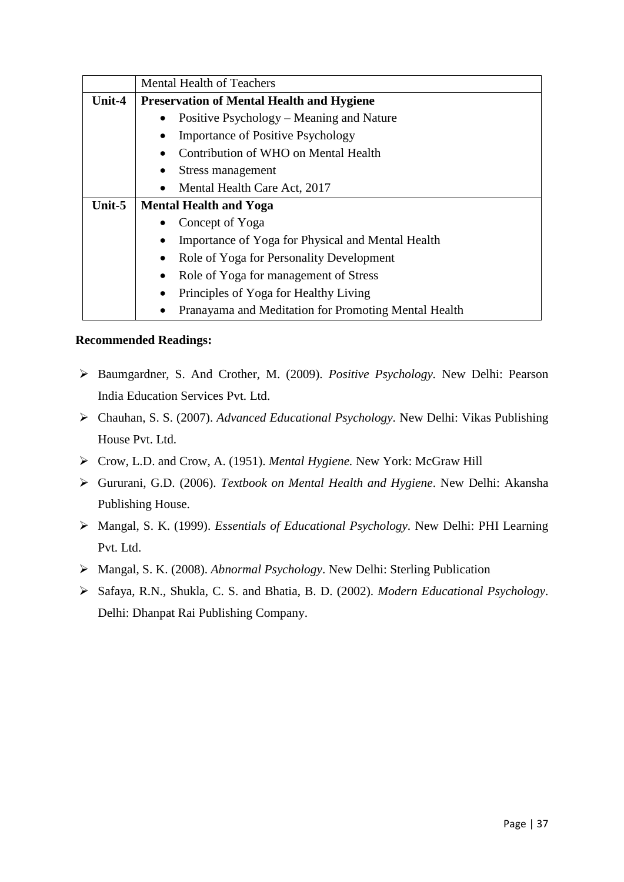| | Mental Health of Teachers |
|---|---|
| **Unit-4** | **Preservation of Mental Health and Hygiene**<br>• Positive Psychology – Meaning and Nature<br>• Importance of Positive Psychology<br>• Contribution of WHO on Mental Health<br>• Stress management<br>• Mental Health Care Act, 2017 |
| **Unit-5** | **Mental Health and Yoga**<br>• Concept of Yoga<br>• Importance of Yoga for Physical and Mental Health<br>• Role of Yoga for Personality Development<br>• Role of Yoga for management of Stress<br>• Principles of Yoga for Healthy Living<br>• Pranayama and Meditation for Promoting Mental Health |

**Recommended Readings:**

- Baumgardner, S. And Crother, M. (2009). *Positive Psychology*. New Delhi: Pearson India Education Services Pvt. Ltd.
- Chauhan, S. S. (2007). *Advanced Educational Psychology*. New Delhi: Vikas Publishing House Pvt. Ltd.
- Crow, L.D. and Crow, A. (1951). *Mental Hygiene.* New York: McGraw Hill
- Gururani, G.D. (2006). *Textbook on Mental Health and Hygiene*. New Delhi: Akansha Publishing House.
- Mangal, S. K. (1999). *Essentials of Educational Psychology*. New Delhi: PHI Learning Pvt. Ltd.
- Mangal, S. K. (2008). *Abnormal Psychology*. New Delhi: Sterling Publication
- Safaya, R.N., Shukla, C. S. and Bhatia, B. D. (2002). *Modern Educational Psychology*. Delhi: Dhanpat Rai Publishing Company.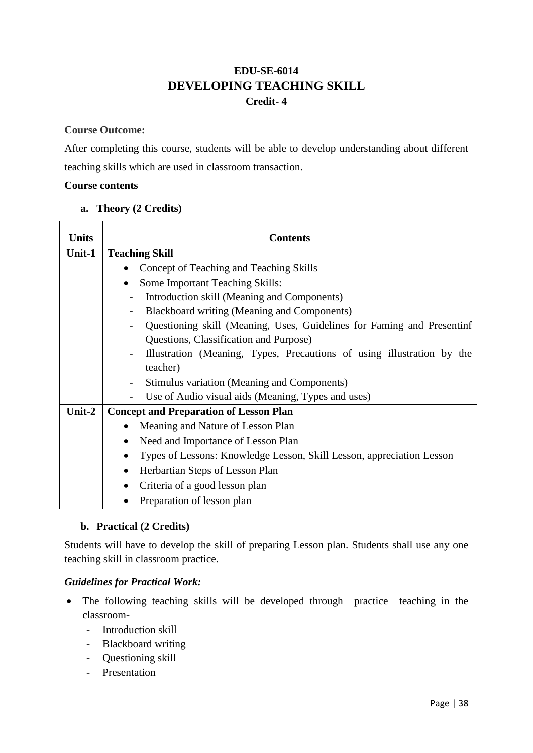# EDU-SE-6014
# DEVELOPING TEACHING SKILL
**Credit- 4**

**Course Outcome:**

After completing this course, students will be able to develop understanding about different teaching skills which are used in classroom transaction.

**Course contents**

**a. Theory (2 Credits)**

| Units | Contents |
|---|---|
| **Unit-1** | **Teaching Skill**<br>• Concept of Teaching and Teaching Skills<br>• Some Important Teaching Skills:<br>- Introduction skill (Meaning and Components)<br>- Blackboard writing (Meaning and Components)<br>- Questioning skill (Meaning, Uses, Guidelines for Faming and Presentinf Questions, Classification and Purpose)<br>- Illustration (Meaning, Types, Precautions of using illustration by the teacher)<br>- Stimulus variation (Meaning and Components)<br>- Use of Audio visual aids (Meaning, Types and uses) |
| **Unit-2** | **Concept and Preparation of Lesson Plan**<br>• Meaning and Nature of Lesson Plan<br>• Need and Importance of Lesson Plan<br>• Types of Lessons: Knowledge Lesson, Skill Lesson, appreciation Lesson<br>• Herbartian Steps of Lesson Plan<br>• Criteria of a good lesson plan<br>• Preparation of lesson plan |

**b. Practical (2 Credits)**

Students will have to develop the skill of preparing Lesson plan. Students shall use any one teaching skill in classroom practice.

***Guidelines for Practical Work:***

- The following teaching skills will be developed through practice teaching in the classroom-
  - Introduction skill
  - Blackboard writing
  - Questioning skill
  - Presentation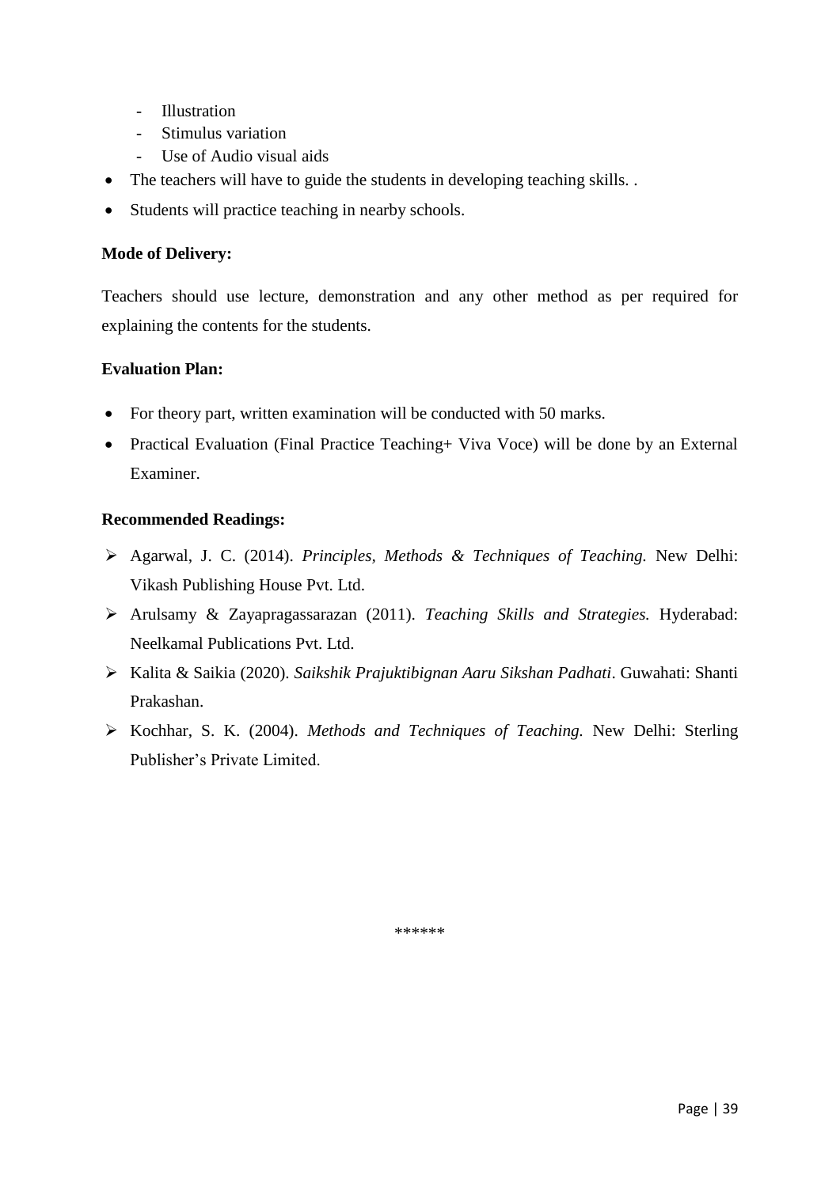- Illustration
- Stimulus variation
- Use of Audio visual aids

- The teachers will have to guide the students in developing teaching skills. .
- Students will practice teaching in nearby schools.

**Mode of Delivery:**

Teachers should use lecture, demonstration and any other method as per required for explaining the contents for the students.

**Evaluation Plan:**

- For theory part, written examination will be conducted with 50 marks.
- Practical Evaluation (Final Practice Teaching+ Viva Voce) will be done by an External Examiner.

**Recommended Readings:**

- Agarwal, J. C. (2014). *Principles, Methods & Techniques of Teaching.* New Delhi: Vikash Publishing House Pvt. Ltd.
- Arulsamy & Zayapragassarazan (2011). *Teaching Skills and Strategies.* Hyderabad: Neelkamal Publications Pvt. Ltd.
- Kalita & Saikia (2020). *Saikshik Prajuktibignan Aaru Sikshan Padhati*. Guwahati: Shanti Prakashan.
- Kochhar, S. K. (2004). *Methods and Techniques of Teaching.* New Delhi: Sterling Publisher's Private Limited.

******